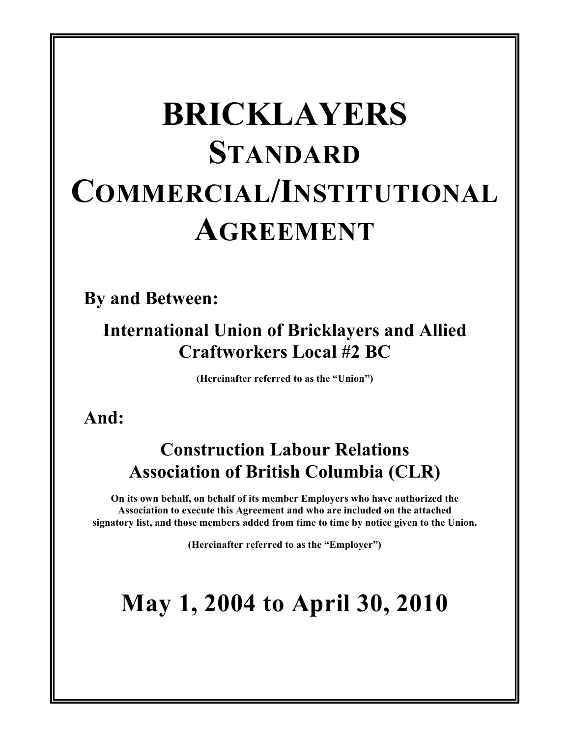# BRICKLAYERS STANDARD COMMERCIAL/INSTITUTIONAL AGREEMENT

**By and Between:**

**International Union of Bricklayers and Allied Craftworkers Local #2 BC**

**(Hereinafter referred to as the "Union")**

**And:**

**Construction Labour Relations Association of British Columbia (CLR)**

**On its own behalf, on behalf of its member Employers who have authorized the Association to execute this Agreement and who are included on the attached signatory list, and those members added from time to time by notice given to the Union.**

**(Hereinafter referred to as the "Employer")**

## May 1, 2004 to April 30, 2010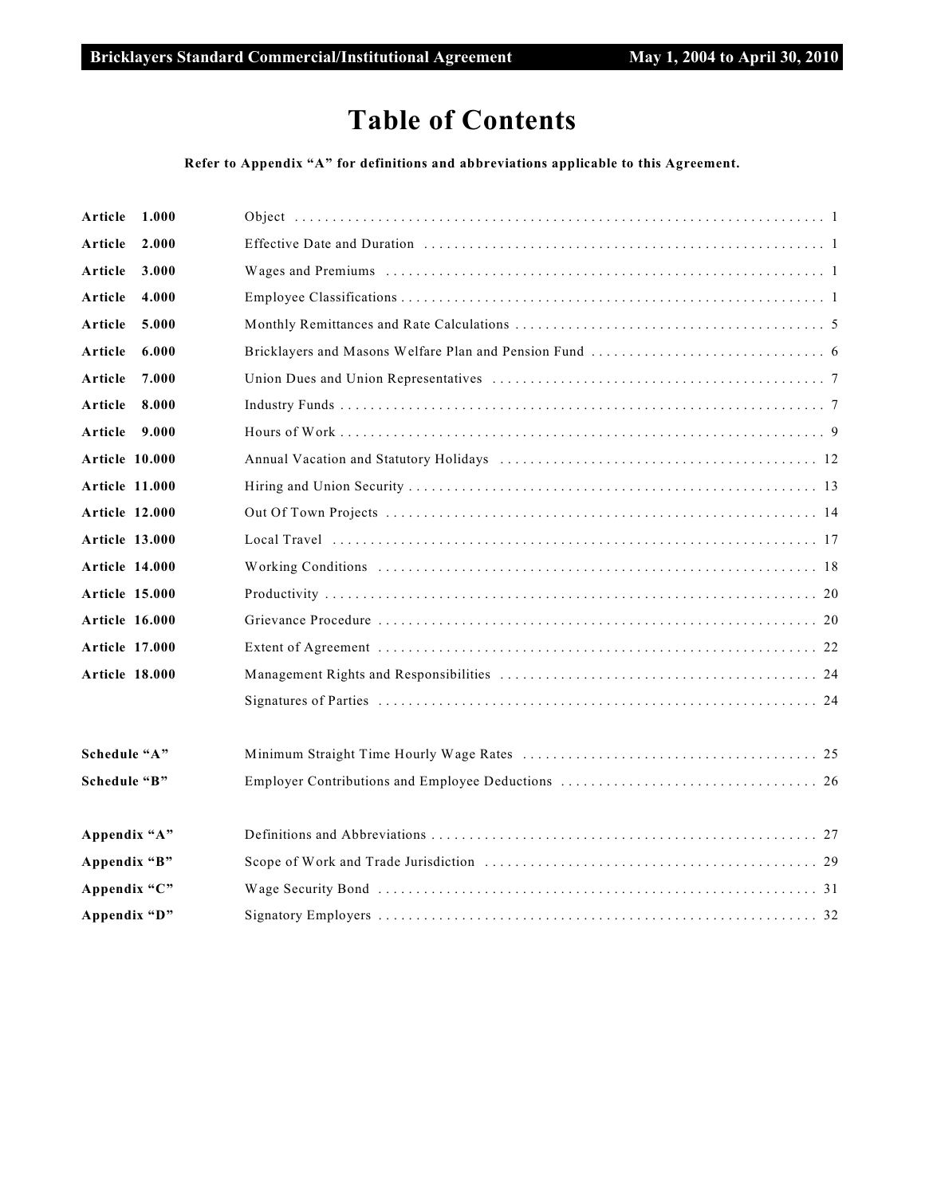# Table of Contents

**Refer to Appendix "A" for definitions and abbreviations applicable to this Agreement.**

| | | |
|---|---|---|
| **Article 1.000** | Object | 1 |
| **Article 2.000** | Effective Date and Duration | 1 |
| **Article 3.000** | Wages and Premiums | 1 |
| **Article 4.000** | Employee Classifications | 1 |
| **Article 5.000** | Monthly Remittances and Rate Calculations | 5 |
| **Article 6.000** | Bricklayers and Masons Welfare Plan and Pension Fund | 6 |
| **Article 7.000** | Union Dues and Union Representatives | 7 |
| **Article 8.000** | Industry Funds | 7 |
| **Article 9.000** | Hours of Work | 9 |
| **Article 10.000** | Annual Vacation and Statutory Holidays | 12 |
| **Article 11.000** | Hiring and Union Security | 13 |
| **Article 12.000** | Out Of Town Projects | 14 |
| **Article 13.000** | Local Travel | 17 |
| **Article 14.000** | Working Conditions | 18 |
| **Article 15.000** | Productivity | 20 |
| **Article 16.000** | Grievance Procedure | 20 |
| **Article 17.000** | Extent of Agreement | 22 |
| **Article 18.000** | Management Rights and Responsibilities | 24 |
| | Signatures of Parties | 24 |
| **Schedule "A"** | Minimum Straight Time Hourly Wage Rates | 25 |
| **Schedule "B"** | Employer Contributions and Employee Deductions | 26 |
| **Appendix "A"** | Definitions and Abbreviations | 27 |
| **Appendix "B"** | Scope of Work and Trade Jurisdiction | 29 |
| **Appendix "C"** | Wage Security Bond | 31 |
| **Appendix "D"** | Signatory Employers | 32 |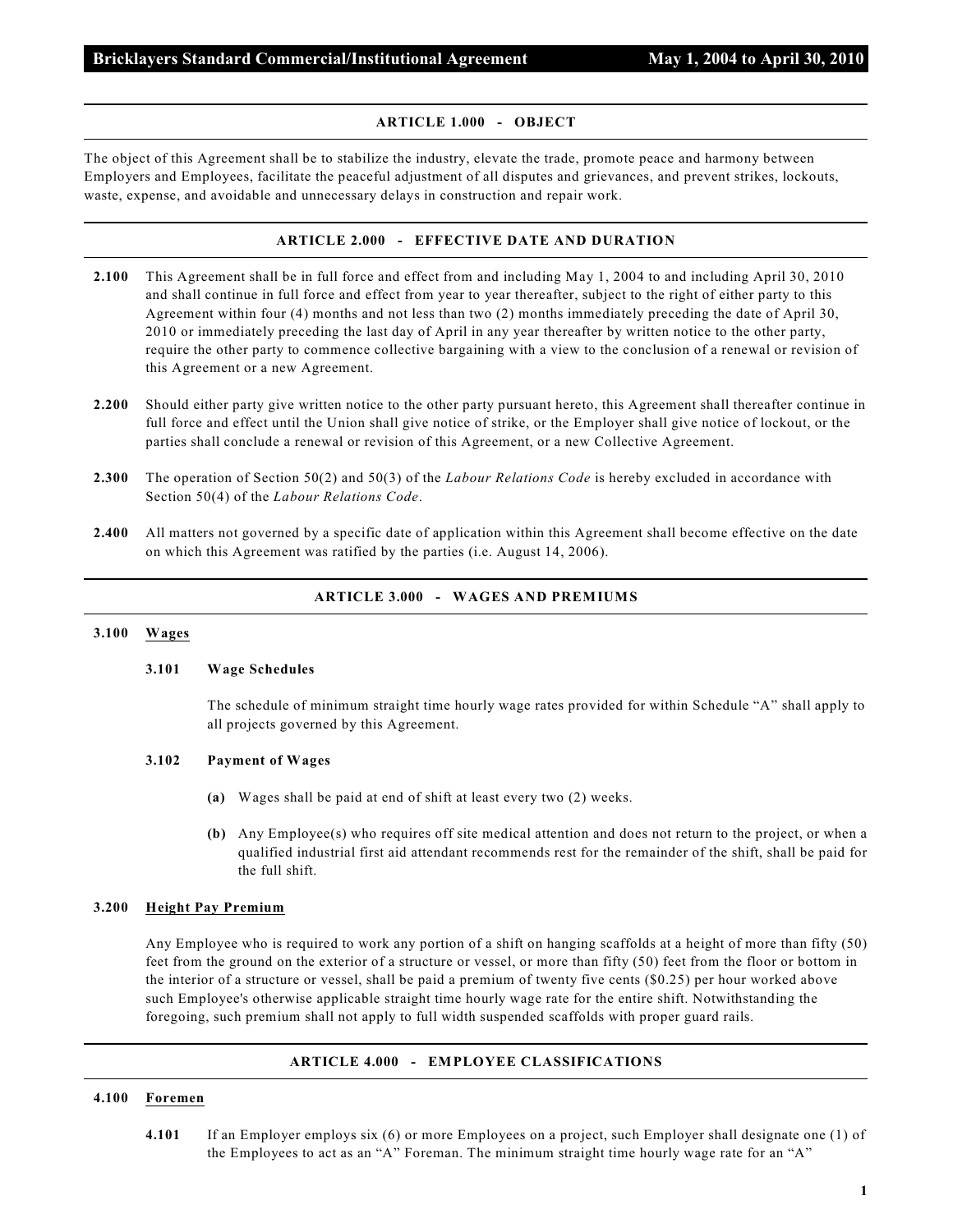## ARTICLE 1.000 - OBJECT

The object of this Agreement shall be to stabilize the industry, elevate the trade, promote peace and harmony between Employers and Employees, facilitate the peaceful adjustment of all disputes and grievances, and prevent strikes, lockouts, waste, expense, and avoidable and unnecessary delays in construction and repair work.

## ARTICLE 2.000 - EFFECTIVE DATE AND DURATION

**2.100** This Agreement shall be in full force and effect from and including May 1, 2004 to and including April 30, 2010 and shall continue in full force and effect from year to year thereafter, subject to the right of either party to this Agreement within four (4) months and not less than two (2) months immediately preceding the date of April 30, 2010 or immediately preceding the last day of April in any year thereafter by written notice to the other party, require the other party to commence collective bargaining with a view to the conclusion of a renewal or revision of this Agreement or a new Agreement.

**2.200** Should either party give written notice to the other party pursuant hereto, this Agreement shall thereafter continue in full force and effect until the Union shall give notice of strike, or the Employer shall give notice of lockout, or the parties shall conclude a renewal or revision of this Agreement, or a new Collective Agreement.

**2.300** The operation of Section 50(2) and 50(3) of the *Labour Relations Code* is hereby excluded in accordance with Section 50(4) of the *Labour Relations Code*.

**2.400** All matters not governed by a specific date of application within this Agreement shall become effective on the date on which this Agreement was ratified by the parties (i.e. August 14, 2006).

## ARTICLE 3.000 - WAGES AND PREMIUMS

### 3.100 Wages

#### 3.101 Wage Schedules

The schedule of minimum straight time hourly wage rates provided for within Schedule "A" shall apply to all projects governed by this Agreement.

#### 3.102 Payment of Wages

**(a)** Wages shall be paid at end of shift at least every two (2) weeks.

**(b)** Any Employee(s) who requires off site medical attention and does not return to the project, or when a qualified industrial first aid attendant recommends rest for the remainder of the shift, shall be paid for the full shift.

### 3.200 Height Pay Premium

Any Employee who is required to work any portion of a shift on hanging scaffolds at a height of more than fifty (50) feet from the ground on the exterior of a structure or vessel, or more than fifty (50) feet from the floor or bottom in the interior of a structure or vessel, shall be paid a premium of twenty five cents ($0.25) per hour worked above such Employee's otherwise applicable straight time hourly wage rate for the entire shift. Notwithstanding the foregoing, such premium shall not apply to full width suspended scaffolds with proper guard rails.

## ARTICLE 4.000 - EMPLOYEE CLASSIFICATIONS

### 4.100 Foremen

**4.101** If an Employer employs six (6) or more Employees on a project, such Employer shall designate one (1) of the Employees to act as an "A" Foreman. The minimum straight time hourly wage rate for an "A"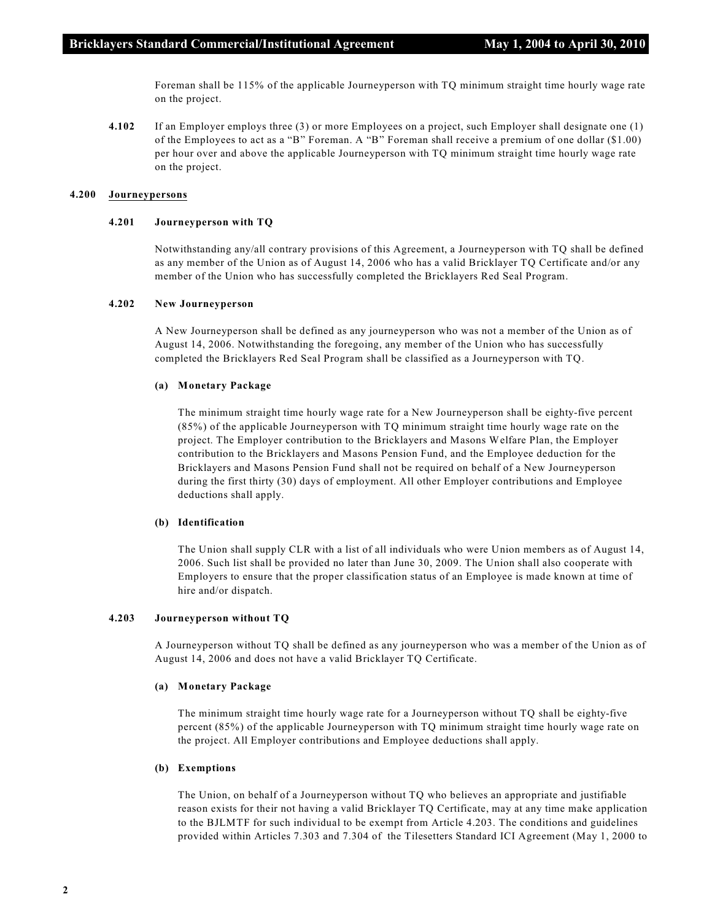Foreman shall be 115% of the applicable Journeyperson with TQ minimum straight time hourly wage rate on the project.

**4.102** If an Employer employs three (3) or more Employees on a project, such Employer shall designate one (1) of the Employees to act as a "B" Foreman. A "B" Foreman shall receive a premium of one dollar ($1.00) per hour over and above the applicable Journeyperson with TQ minimum straight time hourly wage rate on the project.

## 4.200 Journeypersons

### 4.201 Journeyperson with TQ

Notwithstanding any/all contrary provisions of this Agreement, a Journeyperson with TQ shall be defined as any member of the Union as of August 14, 2006 who has a valid Bricklayer TQ Certificate and/or any member of the Union who has successfully completed the Bricklayers Red Seal Program.

### 4.202 New Journeyperson

A New Journeyperson shall be defined as any journeyperson who was not a member of the Union as of August 14, 2006. Notwithstanding the foregoing, any member of the Union who has successfully completed the Bricklayers Red Seal Program shall be classified as a Journeyperson with TQ.

**(a) Monetary Package**

The minimum straight time hourly wage rate for a New Journeyperson shall be eighty-five percent (85%) of the applicable Journeyperson with TQ minimum straight time hourly wage rate on the project. The Employer contribution to the Bricklayers and Masons Welfare Plan, the Employer contribution to the Bricklayers and Masons Pension Fund, and the Employee deduction for the Bricklayers and Masons Pension Fund shall not be required on behalf of a New Journeyperson during the first thirty (30) days of employment. All other Employer contributions and Employee deductions shall apply.

**(b) Identification**

The Union shall supply CLR with a list of all individuals who were Union members as of August 14, 2006. Such list shall be provided no later than June 30, 2009. The Union shall also cooperate with Employers to ensure that the proper classification status of an Employee is made known at time of hire and/or dispatch.

### 4.203 Journeyperson without TQ

A Journeyperson without TQ shall be defined as any journeyperson who was a member of the Union as of August 14, 2006 and does not have a valid Bricklayer TQ Certificate.

**(a) Monetary Package**

The minimum straight time hourly wage rate for a Journeyperson without TQ shall be eighty-five percent (85%) of the applicable Journeyperson with TQ minimum straight time hourly wage rate on the project. All Employer contributions and Employee deductions shall apply.

**(b) Exemptions**

The Union, on behalf of a Journeyperson without TQ who believes an appropriate and justifiable reason exists for their not having a valid Bricklayer TQ Certificate, may at any time make application to the BJLMTF for such individual to be exempt from Article 4.203. The conditions and guidelines provided within Articles 7.303 and 7.304 of the Tilesetters Standard ICI Agreement (May 1, 2000 to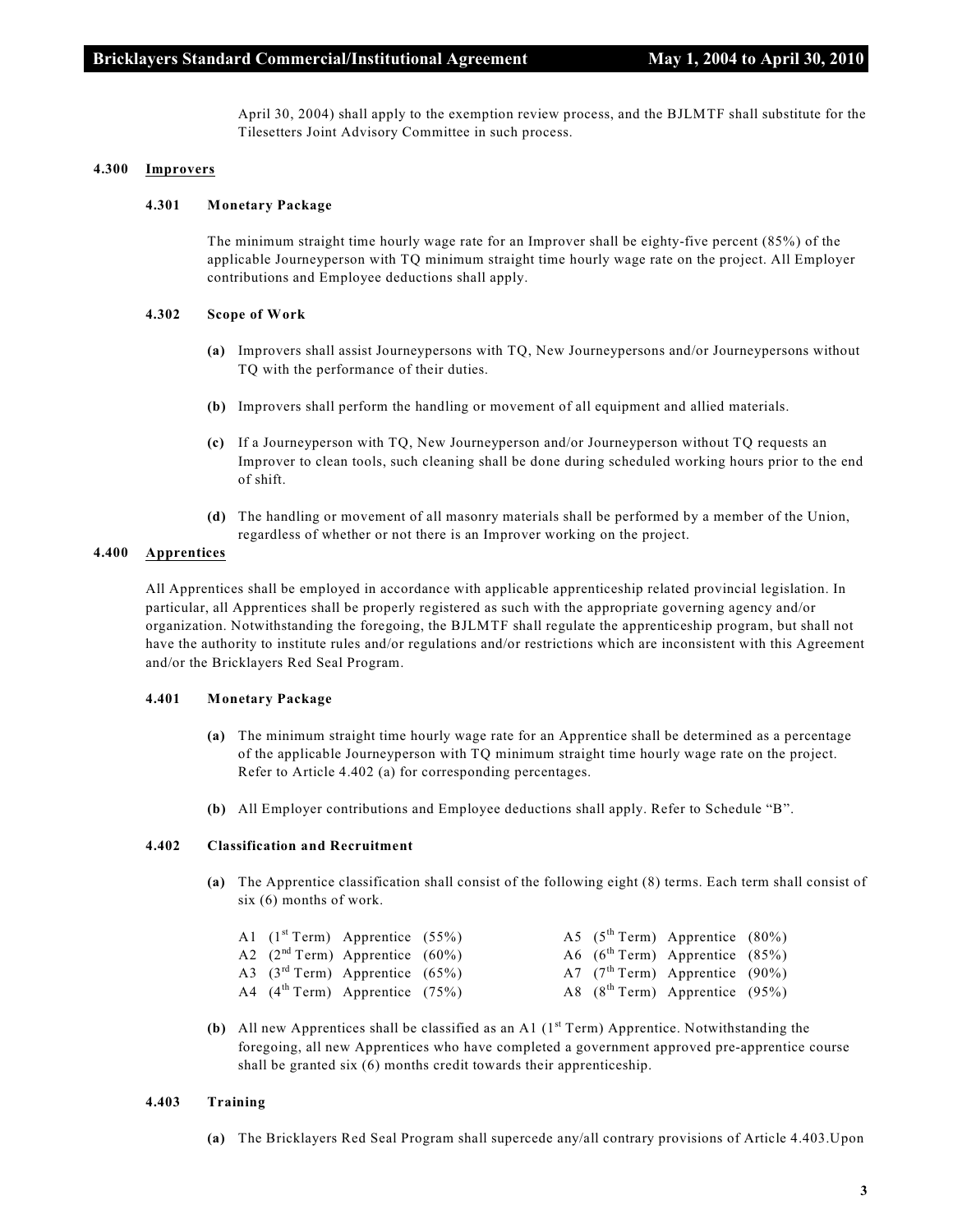April 30, 2004) shall apply to the exemption review process, and the BJLMTF shall substitute for the Tilesetters Joint Advisory Committee in such process.

## 4.300 Improvers

### 4.301 Monetary Package

The minimum straight time hourly wage rate for an Improver shall be eighty-five percent (85%) of the applicable Journeyperson with TQ minimum straight time hourly wage rate on the project. All Employer contributions and Employee deductions shall apply.

### 4.302 Scope of Work

**(a)** Improvers shall assist Journeypersons with TQ, New Journeypersons and/or Journeypersons without TQ with the performance of their duties.

**(b)** Improvers shall perform the handling or movement of all equipment and allied materials.

**(c)** If a Journeyperson with TQ, New Journeyperson and/or Journeyperson without TQ requests an Improver to clean tools, such cleaning shall be done during scheduled working hours prior to the end of shift.

**(d)** The handling or movement of all masonry materials shall be performed by a member of the Union, regardless of whether or not there is an Improver working on the project.

## 4.400 Apprentices

All Apprentices shall be employed in accordance with applicable apprenticeship related provincial legislation. In particular, all Apprentices shall be properly registered as such with the appropriate governing agency and/or organization. Notwithstanding the foregoing, the BJLMTF shall regulate the apprenticeship program, but shall not have the authority to institute rules and/or regulations and/or restrictions which are inconsistent with this Agreement and/or the Bricklayers Red Seal Program.

### 4.401 Monetary Package

**(a)** The minimum straight time hourly wage rate for an Apprentice shall be determined as a percentage of the applicable Journeyperson with TQ minimum straight time hourly wage rate on the project. Refer to Article 4.402 (a) for corresponding percentages.

**(b)** All Employer contributions and Employee deductions shall apply. Refer to Schedule "B".

### 4.402 Classification and Recruitment

**(a)** The Apprentice classification shall consist of the following eight (8) terms. Each term shall consist of six (6) months of work.

| | |
|---|---|
| A1 (1st Term) Apprentice (55%) | A5 (5th Term) Apprentice (80%) |
| A2 (2nd Term) Apprentice (60%) | A6 (6th Term) Apprentice (85%) |
| A3 (3rd Term) Apprentice (65%) | A7 (7th Term) Apprentice (90%) |
| A4 (4th Term) Apprentice (75%) | A8 (8th Term) Apprentice (95%) |

**(b)** All new Apprentices shall be classified as an A1 (1st Term) Apprentice. Notwithstanding the foregoing, all new Apprentices who have completed a government approved pre-apprentice course shall be granted six (6) months credit towards their apprenticeship.

### 4.403 Training

**(a)** The Bricklayers Red Seal Program shall supercede any/all contrary provisions of Article 4.403.Upon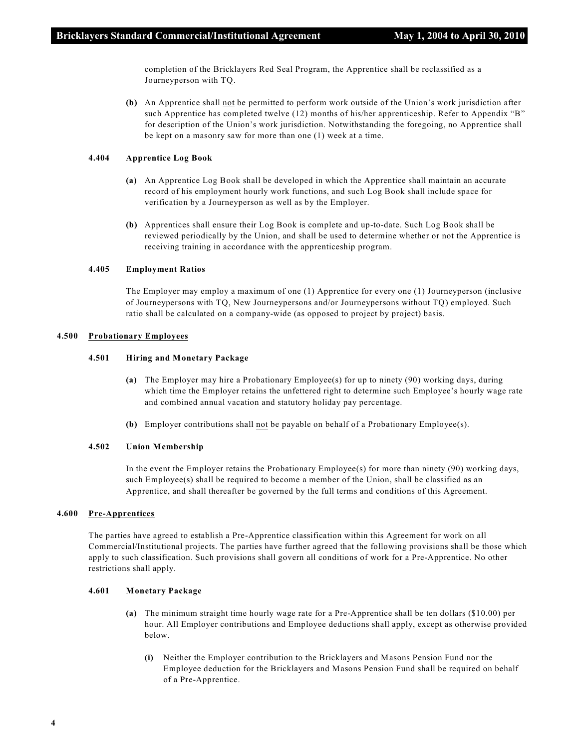completion of the Bricklayers Red Seal Program, the Apprentice shall be reclassified as a Journeyperson with TQ.

**(b)** An Apprentice shall not be permitted to perform work outside of the Union's work jurisdiction after such Apprentice has completed twelve (12) months of his/her apprenticeship. Refer to Appendix "B" for description of the Union's work jurisdiction. Notwithstanding the foregoing, no Apprentice shall be kept on a masonry saw for more than one (1) week at a time.

#### 4.404 Apprentice Log Book

**(a)** An Apprentice Log Book shall be developed in which the Apprentice shall maintain an accurate record of his employment hourly work functions, and such Log Book shall include space for verification by a Journeyperson as well as by the Employer.

**(b)** Apprentices shall ensure their Log Book is complete and up-to-date. Such Log Book shall be reviewed periodically by the Union, and shall be used to determine whether or not the Apprentice is receiving training in accordance with the apprenticeship program.

#### 4.405 Employment Ratios

The Employer may employ a maximum of one (1) Apprentice for every one (1) Journeyperson (inclusive of Journeypersons with TQ, New Journeypersons and/or Journeypersons without TQ) employed. Such ratio shall be calculated on a company-wide (as opposed to project by project) basis.

### 4.500 Probationary Employees

#### 4.501 Hiring and Monetary Package

**(a)** The Employer may hire a Probationary Employee(s) for up to ninety (90) working days, during which time the Employer retains the unfettered right to determine such Employee's hourly wage rate and combined annual vacation and statutory holiday pay percentage.

**(b)** Employer contributions shall not be payable on behalf of a Probationary Employee(s).

#### 4.502 Union Membership

In the event the Employer retains the Probationary Employee(s) for more than ninety (90) working days, such Employee(s) shall be required to become a member of the Union, shall be classified as an Apprentice, and shall thereafter be governed by the full terms and conditions of this Agreement.

### 4.600 Pre-Apprentices

The parties have agreed to establish a Pre-Apprentice classification within this Agreement for work on all Commercial/Institutional projects. The parties have further agreed that the following provisions shall be those which apply to such classification. Such provisions shall govern all conditions of work for a Pre-Apprentice. No other restrictions shall apply.

#### 4.601 Monetary Package

**(a)** The minimum straight time hourly wage rate for a Pre-Apprentice shall be ten dollars ($10.00) per hour. All Employer contributions and Employee deductions shall apply, except as otherwise provided below.

**(i)** Neither the Employer contribution to the Bricklayers and Masons Pension Fund nor the Employee deduction for the Bricklayers and Masons Pension Fund shall be required on behalf of a Pre-Apprentice.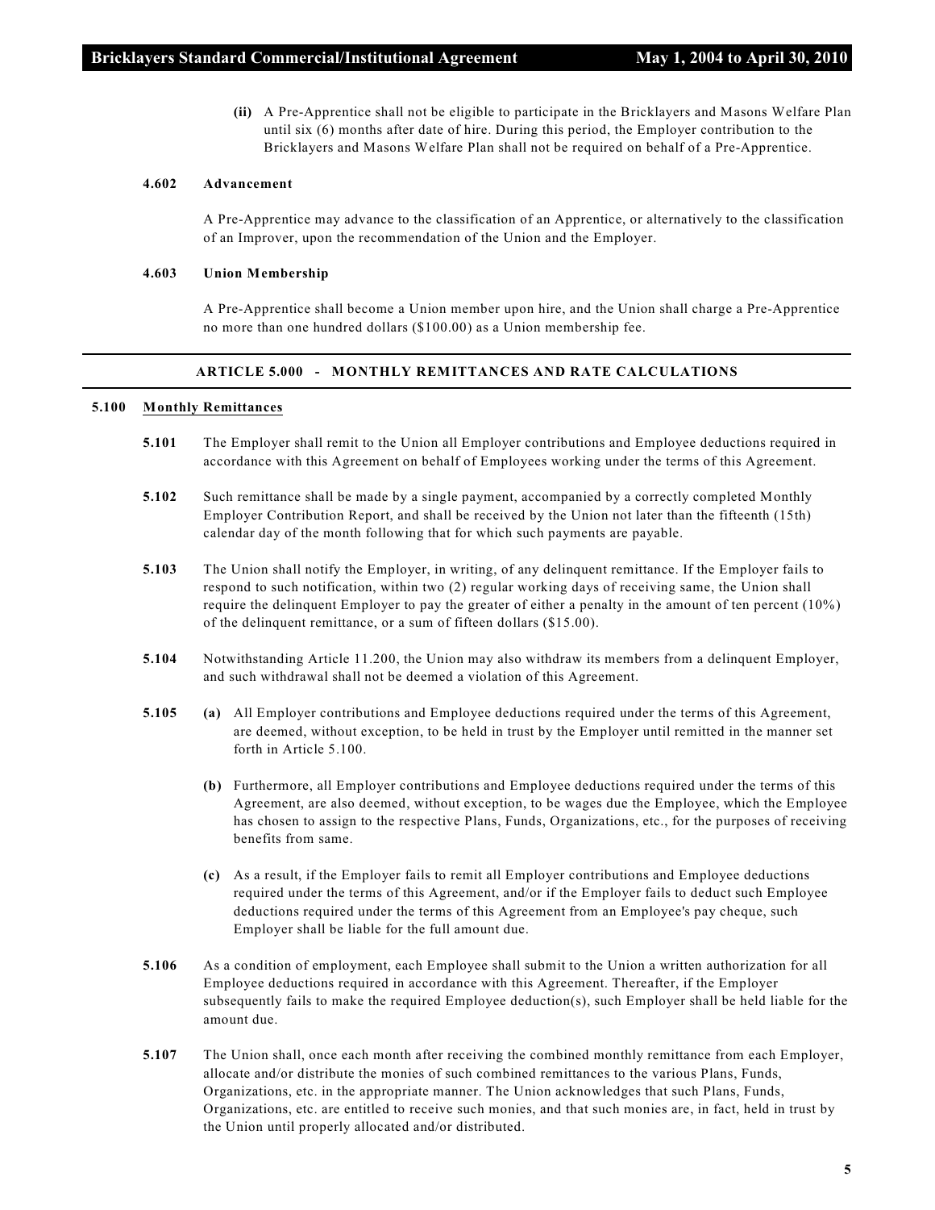**(ii)** A Pre-Apprentice shall not be eligible to participate in the Bricklayers and Masons Welfare Plan until six (6) months after date of hire. During this period, the Employer contribution to the Bricklayers and Masons Welfare Plan shall not be required on behalf of a Pre-Apprentice.

**4.602 Advancement**

A Pre-Apprentice may advance to the classification of an Apprentice, or alternatively to the classification of an Improver, upon the recommendation of the Union and the Employer.

**4.603 Union Membership**

A Pre-Apprentice shall become a Union member upon hire, and the Union shall charge a Pre-Apprentice no more than one hundred dollars ($100.00) as a Union membership fee.

## ARTICLE 5.000 - MONTHLY REMITTANCES AND RATE CALCULATIONS

### 5.100 Monthly Remittances

**5.101** The Employer shall remit to the Union all Employer contributions and Employee deductions required in accordance with this Agreement on behalf of Employees working under the terms of this Agreement.

**5.102** Such remittance shall be made by a single payment, accompanied by a correctly completed Monthly Employer Contribution Report, and shall be received by the Union not later than the fifteenth (15th) calendar day of the month following that for which such payments are payable.

**5.103** The Union shall notify the Employer, in writing, of any delinquent remittance. If the Employer fails to respond to such notification, within two (2) regular working days of receiving same, the Union shall require the delinquent Employer to pay the greater of either a penalty in the amount of ten percent (10%) of the delinquent remittance, or a sum of fifteen dollars ($15.00).

**5.104** Notwithstanding Article 11.200, the Union may also withdraw its members from a delinquent Employer, and such withdrawal shall not be deemed a violation of this Agreement.

**5.105** **(a)** All Employer contributions and Employee deductions required under the terms of this Agreement, are deemed, without exception, to be held in trust by the Employer until remitted in the manner set forth in Article 5.100.

**(b)** Furthermore, all Employer contributions and Employee deductions required under the terms of this Agreement, are also deemed, without exception, to be wages due the Employee, which the Employee has chosen to assign to the respective Plans, Funds, Organizations, etc., for the purposes of receiving benefits from same.

**(c)** As a result, if the Employer fails to remit all Employer contributions and Employee deductions required under the terms of this Agreement, and/or if the Employer fails to deduct such Employee deductions required under the terms of this Agreement from an Employee's pay cheque, such Employer shall be liable for the full amount due.

**5.106** As a condition of employment, each Employee shall submit to the Union a written authorization for all Employee deductions required in accordance with this Agreement. Thereafter, if the Employer subsequently fails to make the required Employee deduction(s), such Employer shall be held liable for the amount due.

**5.107** The Union shall, once each month after receiving the combined monthly remittance from each Employer, allocate and/or distribute the monies of such combined remittances to the various Plans, Funds, Organizations, etc. in the appropriate manner. The Union acknowledges that such Plans, Funds, Organizations, etc. are entitled to receive such monies, and that such monies are, in fact, held in trust by the Union until properly allocated and/or distributed.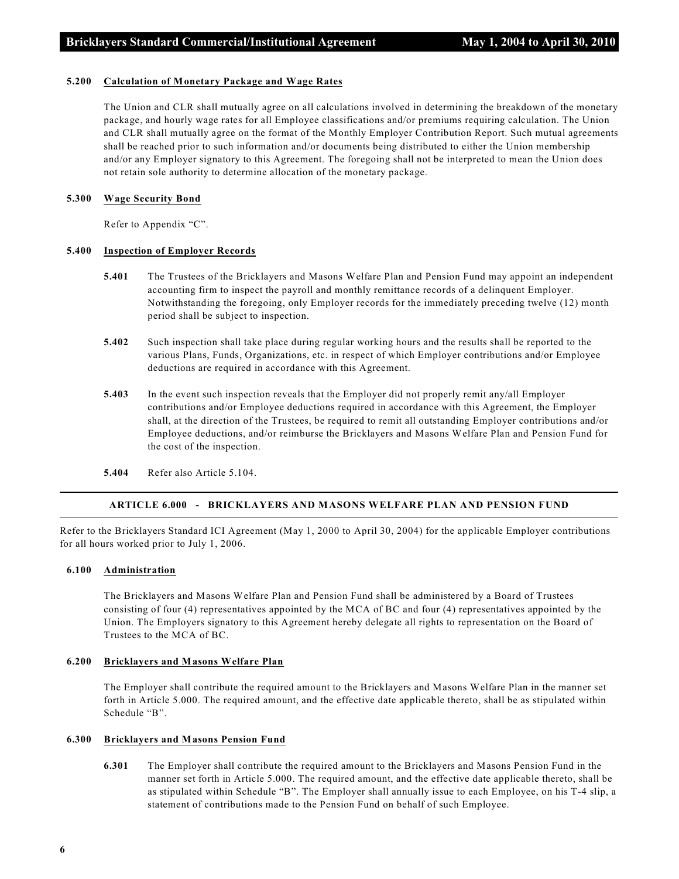**5.200 Calculation of Monetary Package and Wage Rates**

The Union and CLR shall mutually agree on all calculations involved in determining the breakdown of the monetary package, and hourly wage rates for all Employee classifications and/or premiums requiring calculation. The Union and CLR shall mutually agree on the format of the Monthly Employer Contribution Report. Such mutual agreements shall be reached prior to such information and/or documents being distributed to either the Union membership and/or any Employer signatory to this Agreement. The foregoing shall not be interpreted to mean the Union does not retain sole authority to determine allocation of the monetary package.

**5.300 Wage Security Bond**

Refer to Appendix "C".

**5.400 Inspection of Employer Records**

**5.401** The Trustees of the Bricklayers and Masons Welfare Plan and Pension Fund may appoint an independent accounting firm to inspect the payroll and monthly remittance records of a delinquent Employer. Notwithstanding the foregoing, only Employer records for the immediately preceding twelve (12) month period shall be subject to inspection.

**5.402** Such inspection shall take place during regular working hours and the results shall be reported to the various Plans, Funds, Organizations, etc. in respect of which Employer contributions and/or Employee deductions are required in accordance with this Agreement.

**5.403** In the event such inspection reveals that the Employer did not properly remit any/all Employer contributions and/or Employee deductions required in accordance with this Agreement, the Employer shall, at the direction of the Trustees, be required to remit all outstanding Employer contributions and/or Employee deductions, and/or reimburse the Bricklayers and Masons Welfare Plan and Pension Fund for the cost of the inspection.

**5.404** Refer also Article 5.104.

## ARTICLE 6.000 - BRICKLAYERS AND MASONS WELFARE PLAN AND PENSION FUND

Refer to the Bricklayers Standard ICI Agreement (May 1, 2000 to April 30, 2004) for the applicable Employer contributions for all hours worked prior to July 1, 2006.

**6.100 Administration**

The Bricklayers and Masons Welfare Plan and Pension Fund shall be administered by a Board of Trustees consisting of four (4) representatives appointed by the MCA of BC and four (4) representatives appointed by the Union. The Employers signatory to this Agreement hereby delegate all rights to representation on the Board of Trustees to the MCA of BC.

**6.200 Bricklayers and Masons Welfare Plan**

The Employer shall contribute the required amount to the Bricklayers and Masons Welfare Plan in the manner set forth in Article 5.000. The required amount, and the effective date applicable thereto, shall be as stipulated within Schedule "B".

**6.300 Bricklayers and Masons Pension Fund**

**6.301** The Employer shall contribute the required amount to the Bricklayers and Masons Pension Fund in the manner set forth in Article 5.000. The required amount, and the effective date applicable thereto, shall be as stipulated within Schedule "B". The Employer shall annually issue to each Employee, on his T-4 slip, a statement of contributions made to the Pension Fund on behalf of such Employee.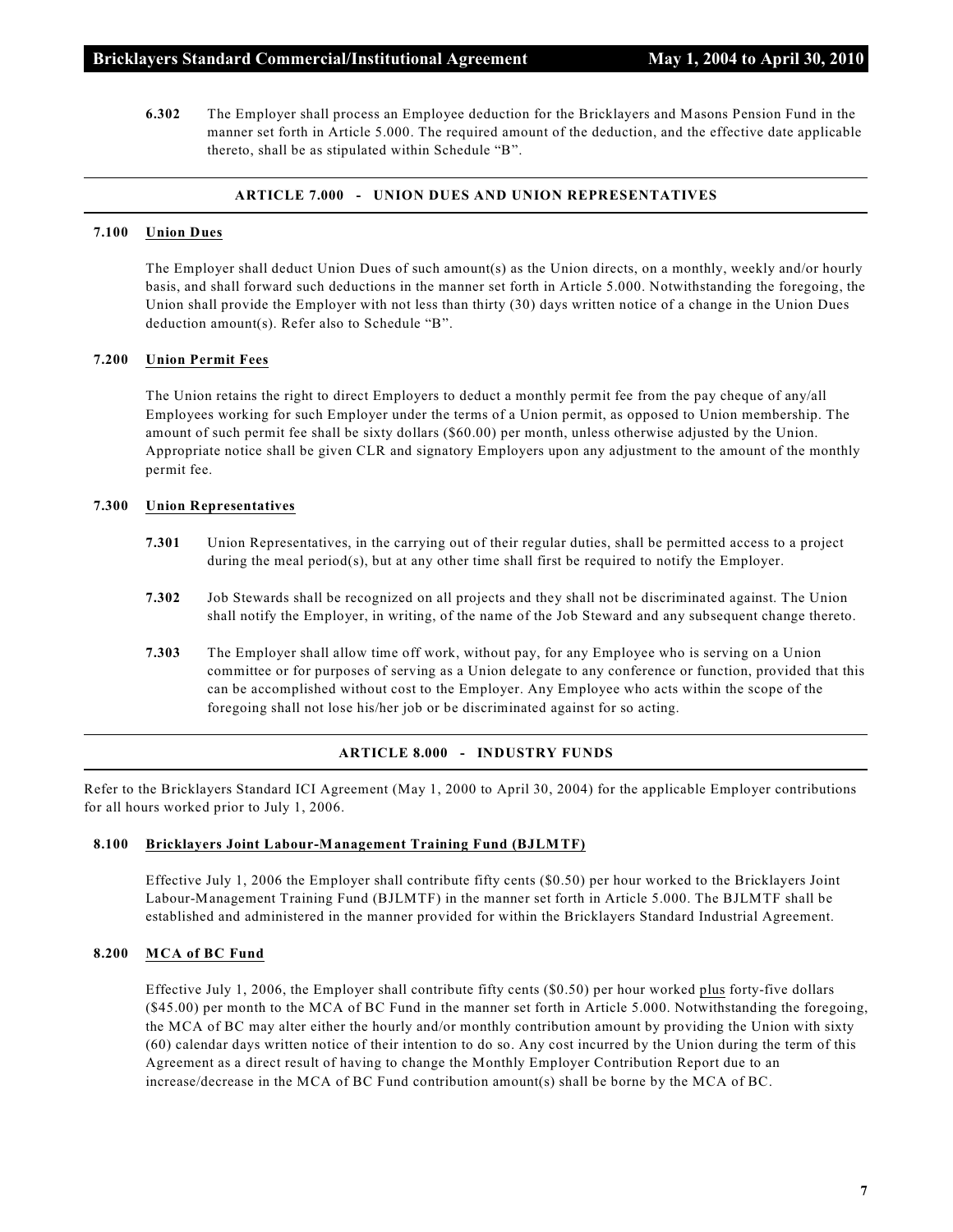**6.302** The Employer shall process an Employee deduction for the Bricklayers and Masons Pension Fund in the manner set forth in Article 5.000. The required amount of the deduction, and the effective date applicable thereto, shall be as stipulated within Schedule "B".

## ARTICLE 7.000 - UNION DUES AND UNION REPRESENTATIVES

### 7.100 Union Dues

The Employer shall deduct Union Dues of such amount(s) as the Union directs, on a monthly, weekly and/or hourly basis, and shall forward such deductions in the manner set forth in Article 5.000. Notwithstanding the foregoing, the Union shall provide the Employer with not less than thirty (30) days written notice of a change in the Union Dues deduction amount(s). Refer also to Schedule "B".

### 7.200 Union Permit Fees

The Union retains the right to direct Employers to deduct a monthly permit fee from the pay cheque of any/all Employees working for such Employer under the terms of a Union permit, as opposed to Union membership. The amount of such permit fee shall be sixty dollars ($60.00) per month, unless otherwise adjusted by the Union. Appropriate notice shall be given CLR and signatory Employers upon any adjustment to the amount of the monthly permit fee.

### 7.300 Union Representatives

**7.301** Union Representatives, in the carrying out of their regular duties, shall be permitted access to a project during the meal period(s), but at any other time shall first be required to notify the Employer.

**7.302** Job Stewards shall be recognized on all projects and they shall not be discriminated against. The Union shall notify the Employer, in writing, of the name of the Job Steward and any subsequent change thereto.

**7.303** The Employer shall allow time off work, without pay, for any Employee who is serving on a Union committee or for purposes of serving as a Union delegate to any conference or function, provided that this can be accomplished without cost to the Employer. Any Employee who acts within the scope of the foregoing shall not lose his/her job or be discriminated against for so acting.

## ARTICLE 8.000 - INDUSTRY FUNDS

Refer to the Bricklayers Standard ICI Agreement (May 1, 2000 to April 30, 2004) for the applicable Employer contributions for all hours worked prior to July 1, 2006.

### 8.100 Bricklayers Joint Labour-Management Training Fund (BJLMTF)

Effective July 1, 2006 the Employer shall contribute fifty cents ($0.50) per hour worked to the Bricklayers Joint Labour-Management Training Fund (BJLMTF) in the manner set forth in Article 5.000. The BJLMTF shall be established and administered in the manner provided for within the Bricklayers Standard Industrial Agreement.

### 8.200 MCA of BC Fund

Effective July 1, 2006, the Employer shall contribute fifty cents ($0.50) per hour worked plus forty-five dollars ($45.00) per month to the MCA of BC Fund in the manner set forth in Article 5.000. Notwithstanding the foregoing, the MCA of BC may alter either the hourly and/or monthly contribution amount by providing the Union with sixty (60) calendar days written notice of their intention to do so. Any cost incurred by the Union during the term of this Agreement as a direct result of having to change the Monthly Employer Contribution Report due to an increase/decrease in the MCA of BC Fund contribution amount(s) shall be borne by the MCA of BC.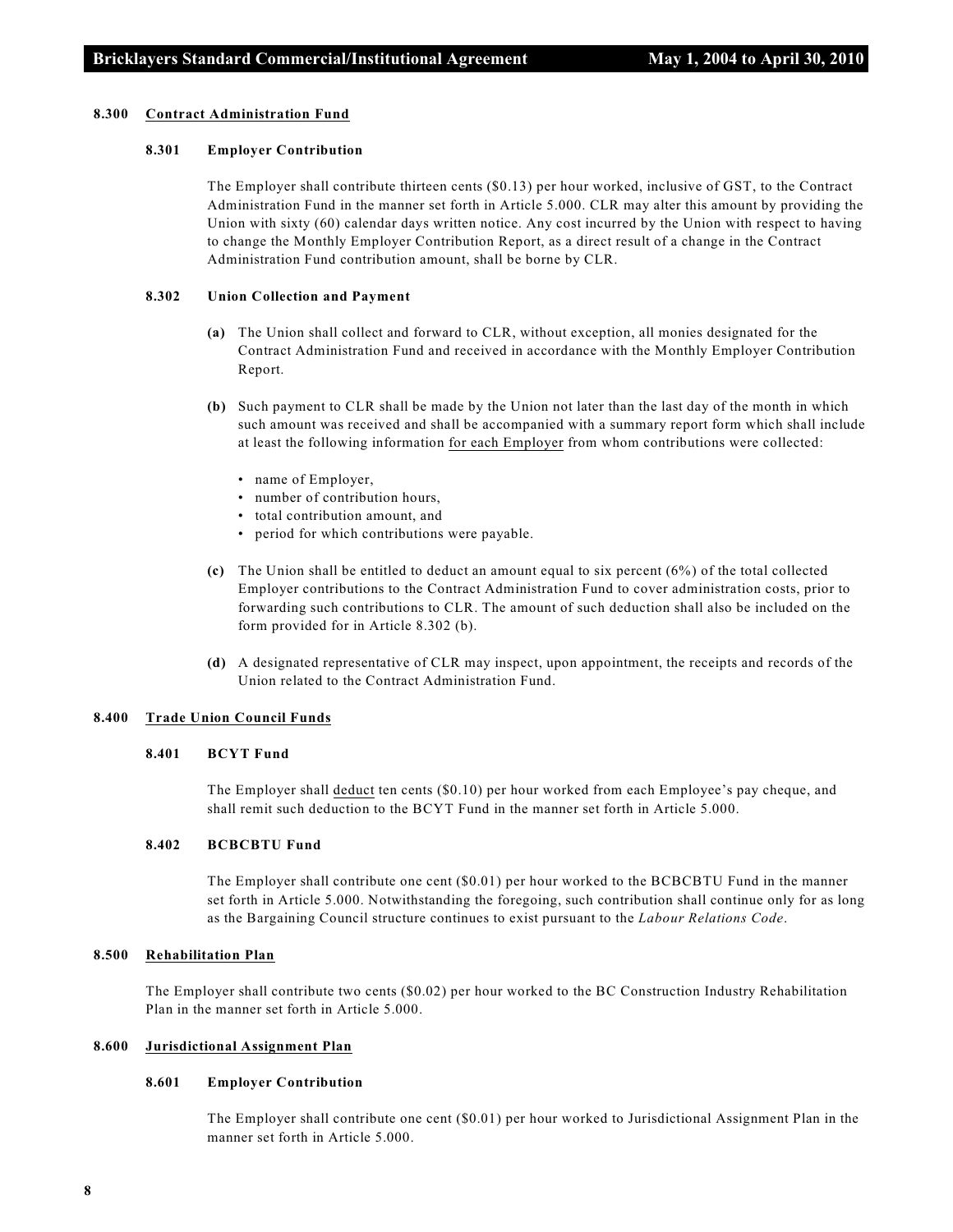### 8.300 Contract Administration Fund

#### 8.301 Employer Contribution

The Employer shall contribute thirteen cents ($0.13) per hour worked, inclusive of GST, to the Contract Administration Fund in the manner set forth in Article 5.000. CLR may alter this amount by providing the Union with sixty (60) calendar days written notice. Any cost incurred by the Union with respect to having to change the Monthly Employer Contribution Report, as a direct result of a change in the Contract Administration Fund contribution amount, shall be borne by CLR.

#### 8.302 Union Collection and Payment

**(a)** The Union shall collect and forward to CLR, without exception, all monies designated for the Contract Administration Fund and received in accordance with the Monthly Employer Contribution Report.

**(b)** Such payment to CLR shall be made by the Union not later than the last day of the month in which such amount was received and shall be accompanied with a summary report form which shall include at least the following information for each Employer from whom contributions were collected:

- name of Employer,
- number of contribution hours,
- total contribution amount, and
- period for which contributions were payable.

**(c)** The Union shall be entitled to deduct an amount equal to six percent (6%) of the total collected Employer contributions to the Contract Administration Fund to cover administration costs, prior to forwarding such contributions to CLR. The amount of such deduction shall also be included on the form provided for in Article 8.302 (b).

**(d)** A designated representative of CLR may inspect, upon appointment, the receipts and records of the Union related to the Contract Administration Fund.

### 8.400 Trade Union Council Funds

#### 8.401 BCYT Fund

The Employer shall deduct ten cents ($0.10) per hour worked from each Employee's pay cheque, and shall remit such deduction to the BCYT Fund in the manner set forth in Article 5.000.

#### 8.402 BCBCBTU Fund

The Employer shall contribute one cent ($0.01) per hour worked to the BCBCBTU Fund in the manner set forth in Article 5.000. Notwithstanding the foregoing, such contribution shall continue only for as long as the Bargaining Council structure continues to exist pursuant to the *Labour Relations Code*.

### 8.500 Rehabilitation Plan

The Employer shall contribute two cents ($0.02) per hour worked to the BC Construction Industry Rehabilitation Plan in the manner set forth in Article 5.000.

### 8.600 Jurisdictional Assignment Plan

#### 8.601 Employer Contribution

The Employer shall contribute one cent ($0.01) per hour worked to Jurisdictional Assignment Plan in the manner set forth in Article 5.000.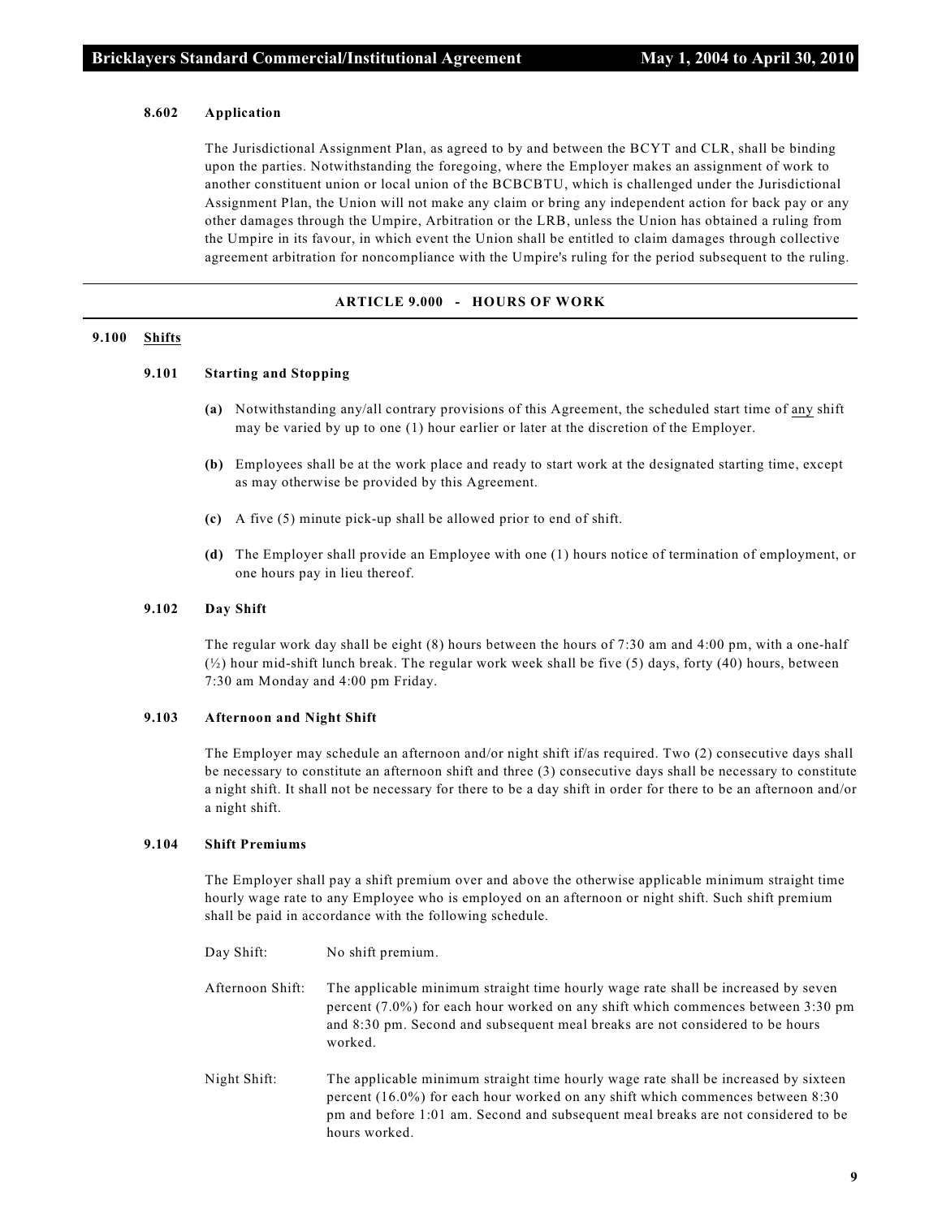#### 8.602 Application

The Jurisdictional Assignment Plan, as agreed to by and between the BCYT and CLR, shall be binding upon the parties. Notwithstanding the foregoing, where the Employer makes an assignment of work to another constituent union or local union of the BCBCBTU, which is challenged under the Jurisdictional Assignment Plan, the Union will not make any claim or bring any independent action for back pay or any other damages through the Umpire, Arbitration or the LRB, unless the Union has obtained a ruling from the Umpire in its favour, in which event the Union shall be entitled to claim damages through collective agreement arbitration for noncompliance with the Umpire's ruling for the period subsequent to the ruling.

## ARTICLE 9.000 - HOURS OF WORK

### 9.100 Shifts

#### 9.101 Starting and Stopping

**(a)** Notwithstanding any/all contrary provisions of this Agreement, the scheduled start time of any shift may be varied by up to one (1) hour earlier or later at the discretion of the Employer.

**(b)** Employees shall be at the work place and ready to start work at the designated starting time, except as may otherwise be provided by this Agreement.

**(c)** A five (5) minute pick-up shall be allowed prior to end of shift.

**(d)** The Employer shall provide an Employee with one (1) hours notice of termination of employment, or one hours pay in lieu thereof.

#### 9.102 Day Shift

The regular work day shall be eight (8) hours between the hours of 7:30 am and 4:00 pm, with a one-half (½) hour mid-shift lunch break. The regular work week shall be five (5) days, forty (40) hours, between 7:30 am Monday and 4:00 pm Friday.

#### 9.103 Afternoon and Night Shift

The Employer may schedule an afternoon and/or night shift if/as required. Two (2) consecutive days shall be necessary to constitute an afternoon shift and three (3) consecutive days shall be necessary to constitute a night shift. It shall not be necessary for there to be a day shift in order for there to be an afternoon and/or a night shift.

#### 9.104 Shift Premiums

The Employer shall pay a shift premium over and above the otherwise applicable minimum straight time hourly wage rate to any Employee who is employed on an afternoon or night shift. Such shift premium shall be paid in accordance with the following schedule.

Day Shift: No shift premium.

Afternoon Shift: The applicable minimum straight time hourly wage rate shall be increased by seven percent (7.0%) for each hour worked on any shift which commences between 3:30 pm and 8:30 pm. Second and subsequent meal breaks are not considered to be hours worked.

Night Shift: The applicable minimum straight time hourly wage rate shall be increased by sixteen percent (16.0%) for each hour worked on any shift which commences between 8:30 pm and before 1:01 am. Second and subsequent meal breaks are not considered to be hours worked.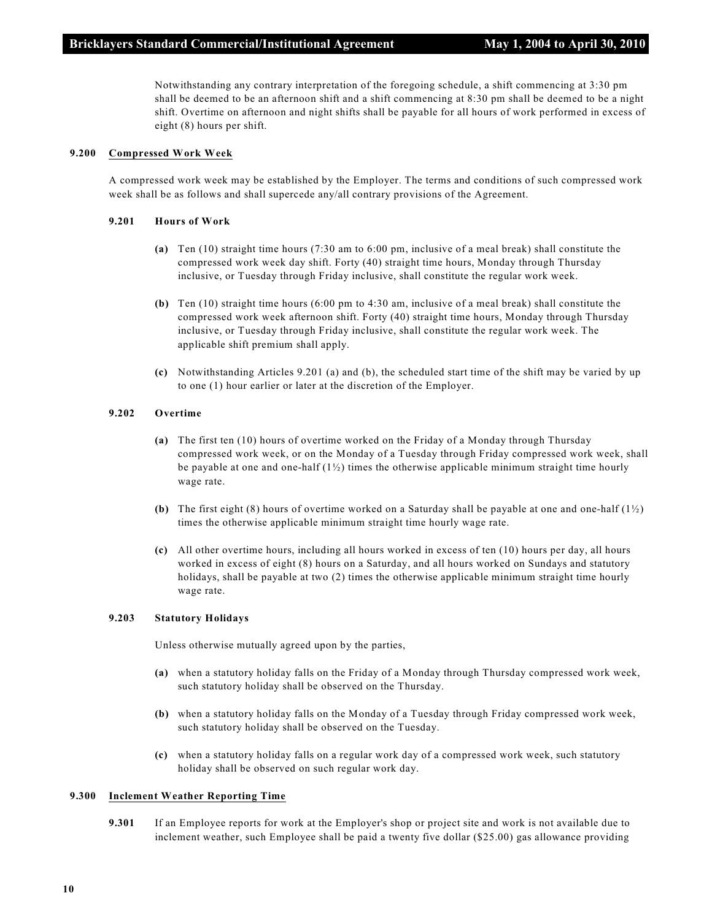Notwithstanding any contrary interpretation of the foregoing schedule, a shift commencing at 3:30 pm shall be deemed to be an afternoon shift and a shift commencing at 8:30 pm shall be deemed to be a night shift. Overtime on afternoon and night shifts shall be payable for all hours of work performed in excess of eight (8) hours per shift.

## 9.200 Compressed Work Week

A compressed work week may be established by the Employer. The terms and conditions of such compressed work week shall be as follows and shall supercede any/all contrary provisions of the Agreement.

### 9.201 Hours of Work

**(a)** Ten (10) straight time hours (7:30 am to 6:00 pm, inclusive of a meal break) shall constitute the compressed work week day shift. Forty (40) straight time hours, Monday through Thursday inclusive, or Tuesday through Friday inclusive, shall constitute the regular work week.

**(b)** Ten (10) straight time hours (6:00 pm to 4:30 am, inclusive of a meal break) shall constitute the compressed work week afternoon shift. Forty (40) straight time hours, Monday through Thursday inclusive, or Tuesday through Friday inclusive, shall constitute the regular work week. The applicable shift premium shall apply.

**(c)** Notwithstanding Articles 9.201 (a) and (b), the scheduled start time of the shift may be varied by up to one (1) hour earlier or later at the discretion of the Employer.

### 9.202 Overtime

**(a)** The first ten (10) hours of overtime worked on the Friday of a Monday through Thursday compressed work week, or on the Monday of a Tuesday through Friday compressed work week, shall be payable at one and one-half (1½) times the otherwise applicable minimum straight time hourly wage rate.

**(b)** The first eight (8) hours of overtime worked on a Saturday shall be payable at one and one-half (1½) times the otherwise applicable minimum straight time hourly wage rate.

**(c)** All other overtime hours, including all hours worked in excess of ten (10) hours per day, all hours worked in excess of eight (8) hours on a Saturday, and all hours worked on Sundays and statutory holidays, shall be payable at two (2) times the otherwise applicable minimum straight time hourly wage rate.

### 9.203 Statutory Holidays

Unless otherwise mutually agreed upon by the parties,

**(a)** when a statutory holiday falls on the Friday of a Monday through Thursday compressed work week, such statutory holiday shall be observed on the Thursday.

**(b)** when a statutory holiday falls on the Monday of a Tuesday through Friday compressed work week, such statutory holiday shall be observed on the Tuesday.

**(c)** when a statutory holiday falls on a regular work day of a compressed work week, such statutory holiday shall be observed on such regular work day.

## 9.300 Inclement Weather Reporting Time

**9.301** If an Employee reports for work at the Employer's shop or project site and work is not available due to inclement weather, such Employee shall be paid a twenty five dollar ($25.00) gas allowance providing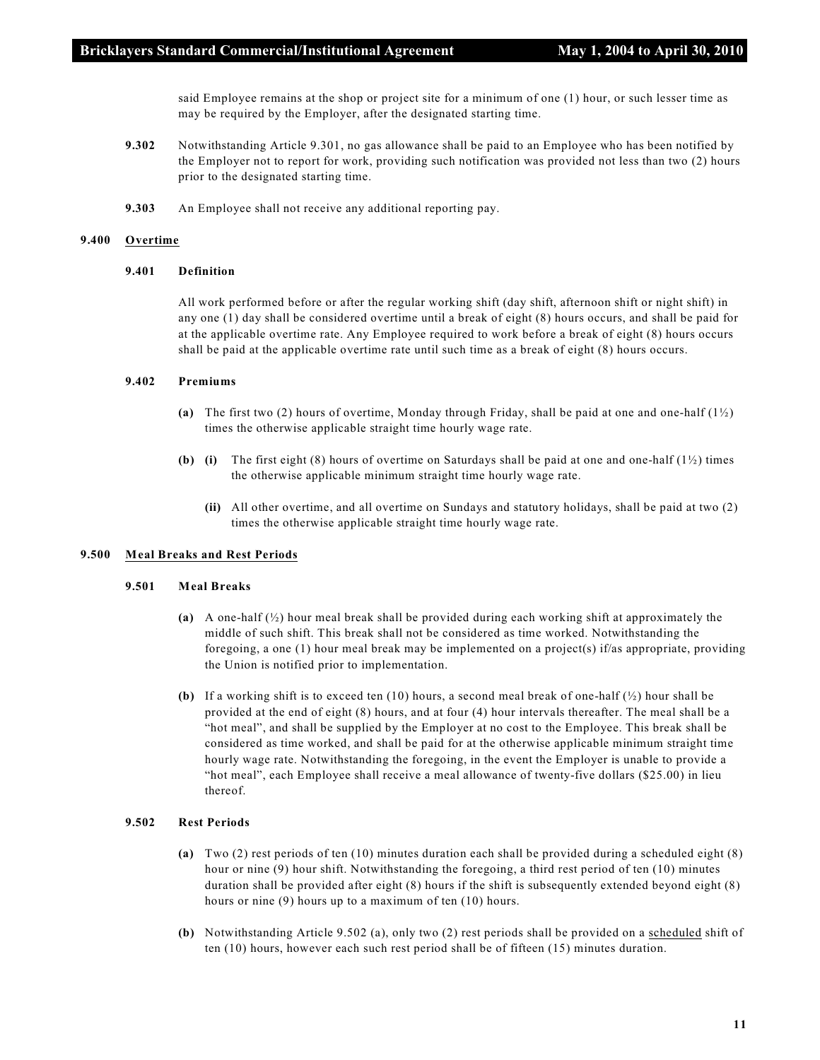said Employee remains at the shop or project site for a minimum of one (1) hour, or such lesser time as may be required by the Employer, after the designated starting time.

**9.302** Notwithstanding Article 9.301, no gas allowance shall be paid to an Employee who has been notified by the Employer not to report for work, providing such notification was provided not less than two (2) hours prior to the designated starting time.

**9.303** An Employee shall not receive any additional reporting pay.

## 9.400 Overtime

### 9.401 Definition

All work performed before or after the regular working shift (day shift, afternoon shift or night shift) in any one (1) day shall be considered overtime until a break of eight (8) hours occurs, and shall be paid for at the applicable overtime rate. Any Employee required to work before a break of eight (8) hours occurs shall be paid at the applicable overtime rate until such time as a break of eight (8) hours occurs.

### 9.402 Premiums

**(a)** The first two (2) hours of overtime, Monday through Friday, shall be paid at one and one-half (1½) times the otherwise applicable straight time hourly wage rate.

**(b) (i)** The first eight (8) hours of overtime on Saturdays shall be paid at one and one-half (1½) times the otherwise applicable minimum straight time hourly wage rate.

**(ii)** All other overtime, and all overtime on Sundays and statutory holidays, shall be paid at two (2) times the otherwise applicable straight time hourly wage rate.

## 9.500 Meal Breaks and Rest Periods

### 9.501 Meal Breaks

**(a)** A one-half (½) hour meal break shall be provided during each working shift at approximately the middle of such shift. This break shall not be considered as time worked. Notwithstanding the foregoing, a one (1) hour meal break may be implemented on a project(s) if/as appropriate, providing the Union is notified prior to implementation.

**(b)** If a working shift is to exceed ten (10) hours, a second meal break of one-half (½) hour shall be provided at the end of eight (8) hours, and at four (4) hour intervals thereafter. The meal shall be a "hot meal", and shall be supplied by the Employer at no cost to the Employee. This break shall be considered as time worked, and shall be paid for at the otherwise applicable minimum straight time hourly wage rate. Notwithstanding the foregoing, in the event the Employer is unable to provide a "hot meal", each Employee shall receive a meal allowance of twenty-five dollars ($25.00) in lieu thereof.

### 9.502 Rest Periods

**(a)** Two (2) rest periods of ten (10) minutes duration each shall be provided during a scheduled eight (8) hour or nine (9) hour shift. Notwithstanding the foregoing, a third rest period of ten (10) minutes duration shall be provided after eight (8) hours if the shift is subsequently extended beyond eight (8) hours or nine (9) hours up to a maximum of ten (10) hours.

**(b)** Notwithstanding Article 9.502 (a), only two (2) rest periods shall be provided on a scheduled shift of ten (10) hours, however each such rest period shall be of fifteen (15) minutes duration.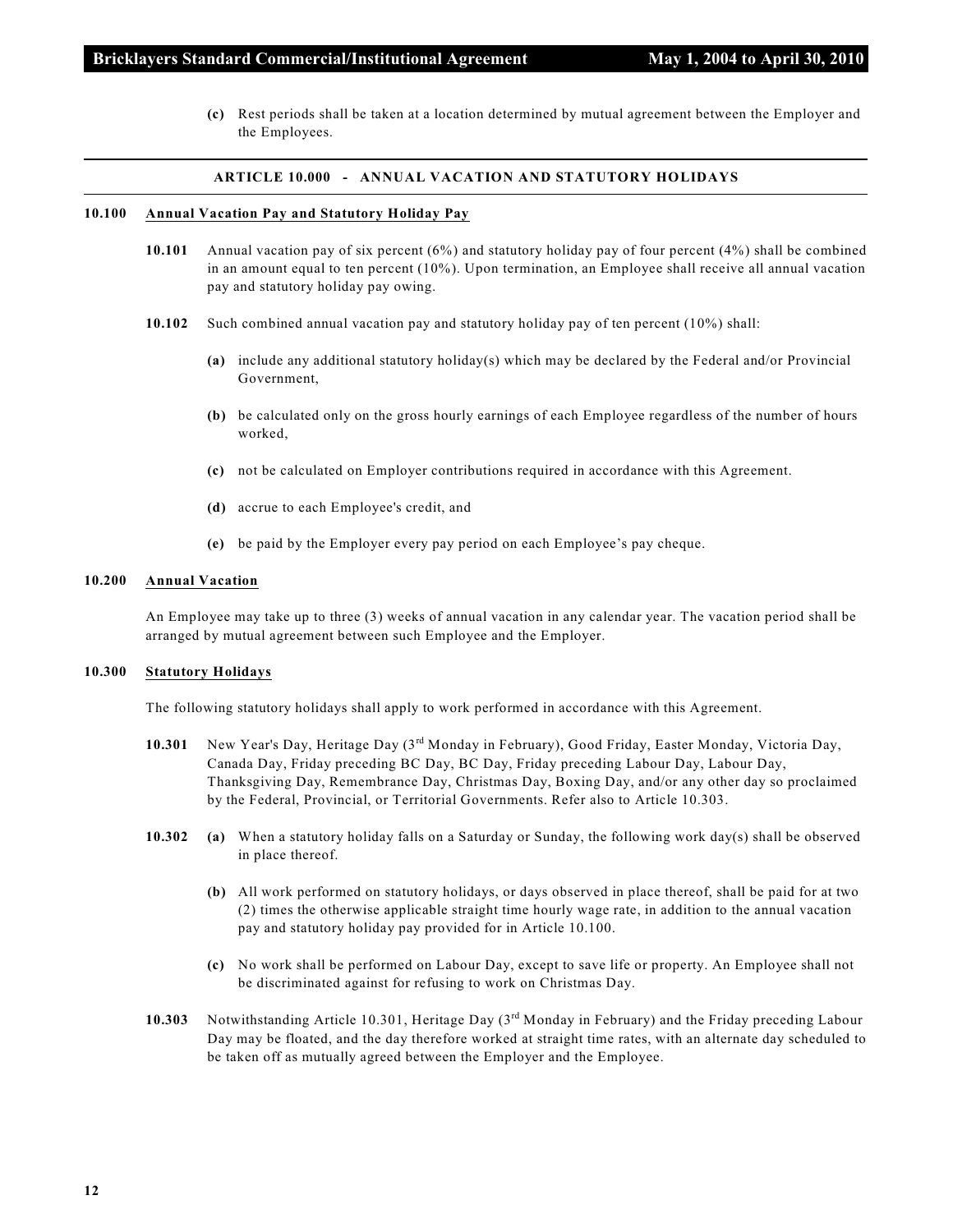**(c)** Rest periods shall be taken at a location determined by mutual agreement between the Employer and the Employees.

## ARTICLE 10.000 - ANNUAL VACATION AND STATUTORY HOLIDAYS

### 10.100 Annual Vacation Pay and Statutory Holiday Pay

**10.101** Annual vacation pay of six percent (6%) and statutory holiday pay of four percent (4%) shall be combined in an amount equal to ten percent (10%). Upon termination, an Employee shall receive all annual vacation pay and statutory holiday pay owing.

**10.102** Such combined annual vacation pay and statutory holiday pay of ten percent (10%) shall:

**(a)** include any additional statutory holiday(s) which may be declared by the Federal and/or Provincial Government,

**(b)** be calculated only on the gross hourly earnings of each Employee regardless of the number of hours worked,

**(c)** not be calculated on Employer contributions required in accordance with this Agreement.

**(d)** accrue to each Employee's credit, and

**(e)** be paid by the Employer every pay period on each Employee's pay cheque.

### 10.200 Annual Vacation

An Employee may take up to three (3) weeks of annual vacation in any calendar year. The vacation period shall be arranged by mutual agreement between such Employee and the Employer.

### 10.300 Statutory Holidays

The following statutory holidays shall apply to work performed in accordance with this Agreement.

**10.301** New Year's Day, Heritage Day (3rd Monday in February), Good Friday, Easter Monday, Victoria Day, Canada Day, Friday preceding BC Day, BC Day, Friday preceding Labour Day, Labour Day, Thanksgiving Day, Remembrance Day, Christmas Day, Boxing Day, and/or any other day so proclaimed by the Federal, Provincial, or Territorial Governments. Refer also to Article 10.303.

**10.302** **(a)** When a statutory holiday falls on a Saturday or Sunday, the following work day(s) shall be observed in place thereof.

**(b)** All work performed on statutory holidays, or days observed in place thereof, shall be paid for at two (2) times the otherwise applicable straight time hourly wage rate, in addition to the annual vacation pay and statutory holiday pay provided for in Article 10.100.

**(c)** No work shall be performed on Labour Day, except to save life or property. An Employee shall not be discriminated against for refusing to work on Christmas Day.

**10.303** Notwithstanding Article 10.301, Heritage Day (3rd Monday in February) and the Friday preceding Labour Day may be floated, and the day therefore worked at straight time rates, with an alternate day scheduled to be taken off as mutually agreed between the Employer and the Employee.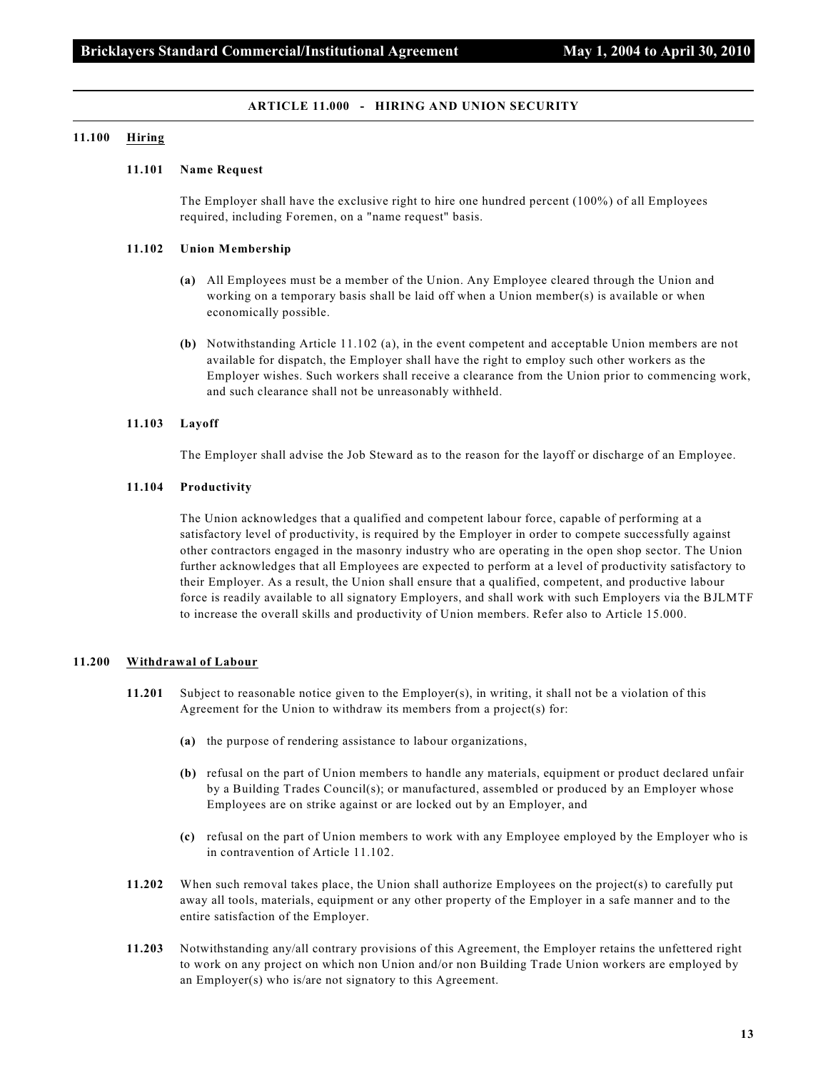## ARTICLE 11.000 - HIRING AND UNION SECURITY

### 11.100 Hiring

**11.101 Name Request**

The Employer shall have the exclusive right to hire one hundred percent (100%) of all Employees required, including Foremen, on a "name request" basis.

**11.102 Union Membership**

**(a)** All Employees must be a member of the Union. Any Employee cleared through the Union and working on a temporary basis shall be laid off when a Union member(s) is available or when economically possible.

**(b)** Notwithstanding Article 11.102 (a), in the event competent and acceptable Union members are not available for dispatch, the Employer shall have the right to employ such other workers as the Employer wishes. Such workers shall receive a clearance from the Union prior to commencing work, and such clearance shall not be unreasonably withheld.

**11.103 Layoff**

The Employer shall advise the Job Steward as to the reason for the layoff or discharge of an Employee.

**11.104 Productivity**

The Union acknowledges that a qualified and competent labour force, capable of performing at a satisfactory level of productivity, is required by the Employer in order to compete successfully against other contractors engaged in the masonry industry who are operating in the open shop sector. The Union further acknowledges that all Employees are expected to perform at a level of productivity satisfactory to their Employer. As a result, the Union shall ensure that a qualified, competent, and productive labour force is readily available to all signatory Employers, and shall work with such Employers via the BJLMTF to increase the overall skills and productivity of Union members. Refer also to Article 15.000.

### 11.200 Withdrawal of Labour

**11.201** Subject to reasonable notice given to the Employer(s), in writing, it shall not be a violation of this Agreement for the Union to withdraw its members from a project(s) for:

**(a)** the purpose of rendering assistance to labour organizations,

**(b)** refusal on the part of Union members to handle any materials, equipment or product declared unfair by a Building Trades Council(s); or manufactured, assembled or produced by an Employer whose Employees are on strike against or are locked out by an Employer, and

**(c)** refusal on the part of Union members to work with any Employee employed by the Employer who is in contravention of Article 11.102.

**11.202** When such removal takes place, the Union shall authorize Employees on the project(s) to carefully put away all tools, materials, equipment or any other property of the Employer in a safe manner and to the entire satisfaction of the Employer.

**11.203** Notwithstanding any/all contrary provisions of this Agreement, the Employer retains the unfettered right to work on any project on which non Union and/or non Building Trade Union workers are employed by an Employer(s) who is/are not signatory to this Agreement.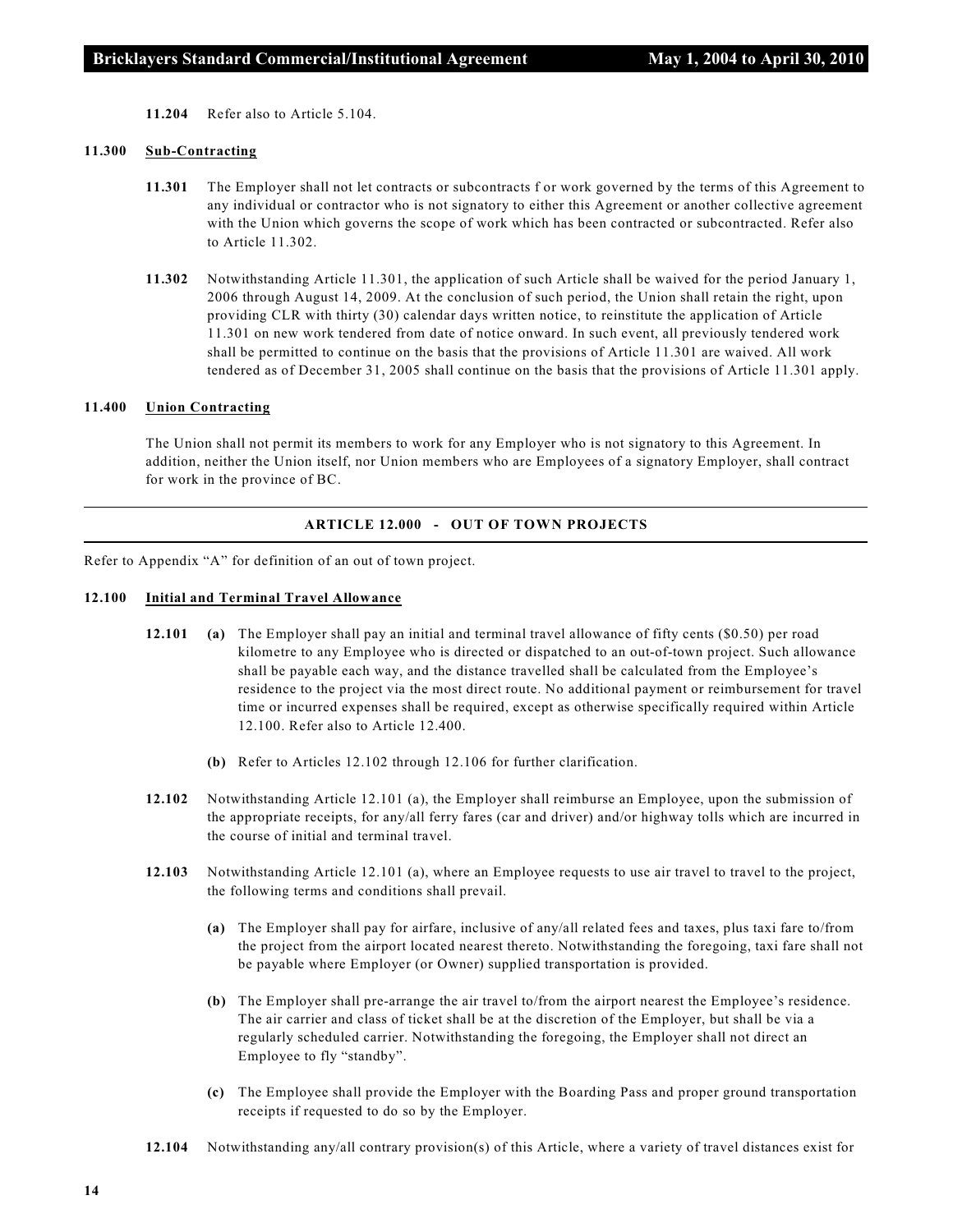**11.204** Refer also to Article 5.104.

**11.300 Sub-Contracting**

**11.301** The Employer shall not let contracts or subcontracts f or work governed by the terms of this Agreement to any individual or contractor who is not signatory to either this Agreement or another collective agreement with the Union which governs the scope of work which has been contracted or subcontracted. Refer also to Article 11.302.

**11.302** Notwithstanding Article 11.301, the application of such Article shall be waived for the period January 1, 2006 through August 14, 2009. At the conclusion of such period, the Union shall retain the right, upon providing CLR with thirty (30) calendar days written notice, to reinstitute the application of Article 11.301 on new work tendered from date of notice onward. In such event, all previously tendered work shall be permitted to continue on the basis that the provisions of Article 11.301 are waived. All work tendered as of December 31, 2005 shall continue on the basis that the provisions of Article 11.301 apply.

**11.400 Union Contracting**

The Union shall not permit its members to work for any Employer who is not signatory to this Agreement. In addition, neither the Union itself, nor Union members who are Employees of a signatory Employer, shall contract for work in the province of BC.

## ARTICLE 12.000 - OUT OF TOWN PROJECTS

Refer to Appendix "A" for definition of an out of town project.

**12.100 Initial and Terminal Travel Allowance**

**12.101** **(a)** The Employer shall pay an initial and terminal travel allowance of fifty cents ($0.50) per road kilometre to any Employee who is directed or dispatched to an out-of-town project. Such allowance shall be payable each way, and the distance travelled shall be calculated from the Employee's residence to the project via the most direct route. No additional payment or reimbursement for travel time or incurred expenses shall be required, except as otherwise specifically required within Article 12.100. Refer also to Article 12.400.

**(b)** Refer to Articles 12.102 through 12.106 for further clarification.

**12.102** Notwithstanding Article 12.101 (a), the Employer shall reimburse an Employee, upon the submission of the appropriate receipts, for any/all ferry fares (car and driver) and/or highway tolls which are incurred in the course of initial and terminal travel.

**12.103** Notwithstanding Article 12.101 (a), where an Employee requests to use air travel to travel to the project, the following terms and conditions shall prevail.

**(a)** The Employer shall pay for airfare, inclusive of any/all related fees and taxes, plus taxi fare to/from the project from the airport located nearest thereto. Notwithstanding the foregoing, taxi fare shall not be payable where Employer (or Owner) supplied transportation is provided.

**(b)** The Employer shall pre-arrange the air travel to/from the airport nearest the Employee's residence. The air carrier and class of ticket shall be at the discretion of the Employer, but shall be via a regularly scheduled carrier. Notwithstanding the foregoing, the Employer shall not direct an Employee to fly "standby".

**(c)** The Employee shall provide the Employer with the Boarding Pass and proper ground transportation receipts if requested to do so by the Employer.

**12.104** Notwithstanding any/all contrary provision(s) of this Article, where a variety of travel distances exist for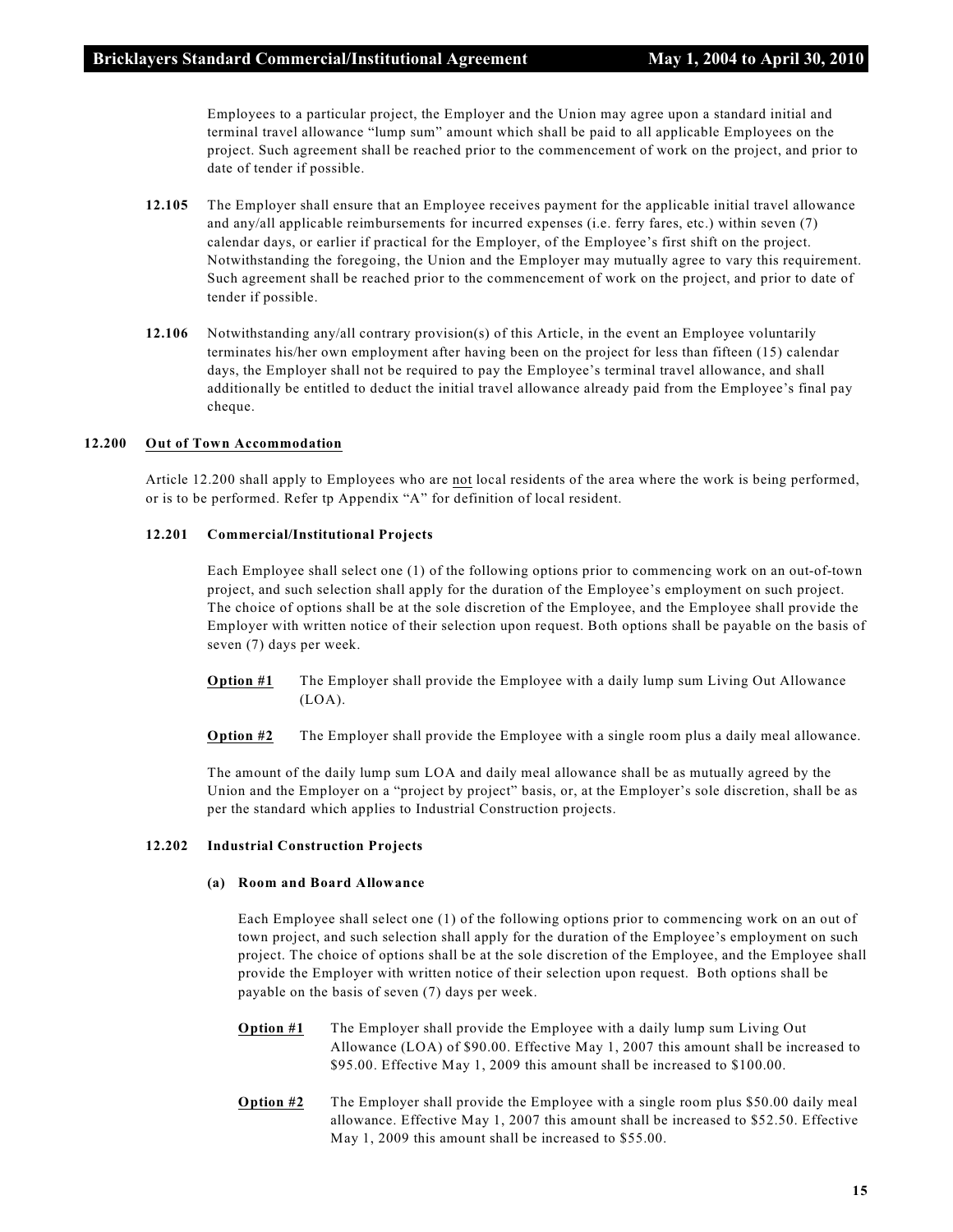Employees to a particular project, the Employer and the Union may agree upon a standard initial and terminal travel allowance "lump sum" amount which shall be paid to all applicable Employees on the project. Such agreement shall be reached prior to the commencement of work on the project, and prior to date of tender if possible.

**12.105** The Employer shall ensure that an Employee receives payment for the applicable initial travel allowance and any/all applicable reimbursements for incurred expenses (i.e. ferry fares, etc.) within seven (7) calendar days, or earlier if practical for the Employer, of the Employee's first shift on the project. Notwithstanding the foregoing, the Union and the Employer may mutually agree to vary this requirement. Such agreement shall be reached prior to the commencement of work on the project, and prior to date of tender if possible.

**12.106** Notwithstanding any/all contrary provision(s) of this Article, in the event an Employee voluntarily terminates his/her own employment after having been on the project for less than fifteen (15) calendar days, the Employer shall not be required to pay the Employee's terminal travel allowance, and shall additionally be entitled to deduct the initial travel allowance already paid from the Employee's final pay cheque.

## 12.200 Out of Town Accommodation

Article 12.200 shall apply to Employees who are not local residents of the area where the work is being performed, or is to be performed. Refer tp Appendix "A" for definition of local resident.

### 12.201 Commercial/Institutional Projects

Each Employee shall select one (1) of the following options prior to commencing work on an out-of-town project, and such selection shall apply for the duration of the Employee's employment on such project. The choice of options shall be at the sole discretion of the Employee, and the Employee shall provide the Employer with written notice of their selection upon request. Both options shall be payable on the basis of seven (7) days per week.

**Option #1** The Employer shall provide the Employee with a daily lump sum Living Out Allowance (LOA).

**Option #2** The Employer shall provide the Employee with a single room plus a daily meal allowance.

The amount of the daily lump sum LOA and daily meal allowance shall be as mutually agreed by the Union and the Employer on a "project by project" basis, or, at the Employer's sole discretion, shall be as per the standard which applies to Industrial Construction projects.

### 12.202 Industrial Construction Projects

#### (a) Room and Board Allowance

Each Employee shall select one (1) of the following options prior to commencing work on an out of town project, and such selection shall apply for the duration of the Employee's employment on such project. The choice of options shall be at the sole discretion of the Employee, and the Employee shall provide the Employer with written notice of their selection upon request. Both options shall be payable on the basis of seven (7) days per week.

**Option #1** The Employer shall provide the Employee with a daily lump sum Living Out Allowance (LOA) of $90.00. Effective May 1, 2007 this amount shall be increased to $95.00. Effective May 1, 2009 this amount shall be increased to $100.00.

**Option #2** The Employer shall provide the Employee with a single room plus $50.00 daily meal allowance. Effective May 1, 2007 this amount shall be increased to $52.50. Effective May 1, 2009 this amount shall be increased to $55.00.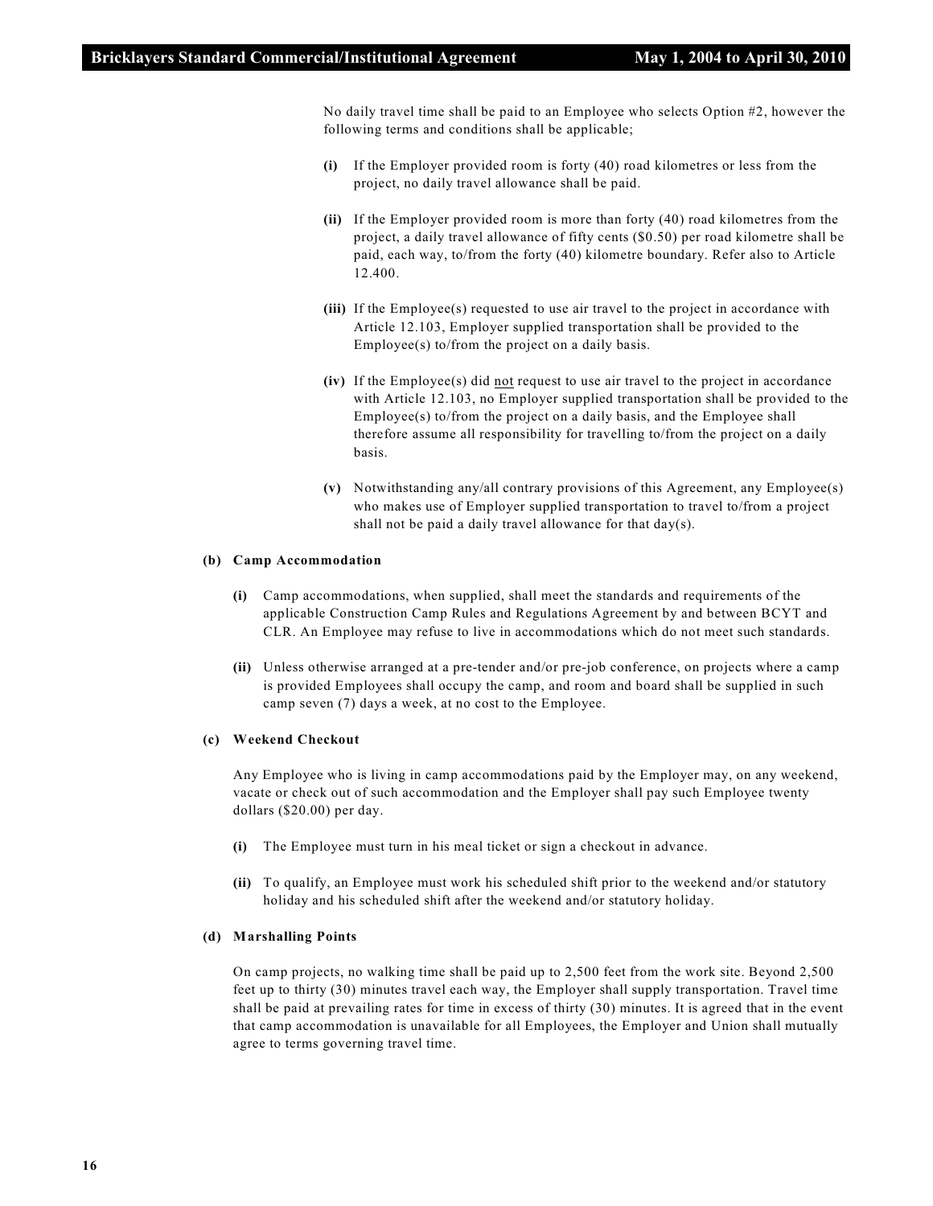No daily travel time shall be paid to an Employee who selects Option #2, however the following terms and conditions shall be applicable;

**(i)** If the Employer provided room is forty (40) road kilometres or less from the project, no daily travel allowance shall be paid.

**(ii)** If the Employer provided room is more than forty (40) road kilometres from the project, a daily travel allowance of fifty cents ($0.50) per road kilometre shall be paid, each way, to/from the forty (40) kilometre boundary. Refer also to Article 12.400.

**(iii)** If the Employee(s) requested to use air travel to the project in accordance with Article 12.103, Employer supplied transportation shall be provided to the Employee(s) to/from the project on a daily basis.

**(iv)** If the Employee(s) did not request to use air travel to the project in accordance with Article 12.103, no Employer supplied transportation shall be provided to the Employee(s) to/from the project on a daily basis, and the Employee shall therefore assume all responsibility for travelling to/from the project on a daily basis.

**(v)** Notwithstanding any/all contrary provisions of this Agreement, any Employee(s) who makes use of Employer supplied transportation to travel to/from a project shall not be paid a daily travel allowance for that day(s).

**(b) Camp Accommodation**

**(i)** Camp accommodations, when supplied, shall meet the standards and requirements of the applicable Construction Camp Rules and Regulations Agreement by and between BCYT and CLR. An Employee may refuse to live in accommodations which do not meet such standards.

**(ii)** Unless otherwise arranged at a pre-tender and/or pre-job conference, on projects where a camp is provided Employees shall occupy the camp, and room and board shall be supplied in such camp seven (7) days a week, at no cost to the Employee.

**(c) Weekend Checkout**

Any Employee who is living in camp accommodations paid by the Employer may, on any weekend, vacate or check out of such accommodation and the Employer shall pay such Employee twenty dollars ($20.00) per day.

**(i)** The Employee must turn in his meal ticket or sign a checkout in advance.

**(ii)** To qualify, an Employee must work his scheduled shift prior to the weekend and/or statutory holiday and his scheduled shift after the weekend and/or statutory holiday.

**(d) Marshalling Points**

On camp projects, no walking time shall be paid up to 2,500 feet from the work site. Beyond 2,500 feet up to thirty (30) minutes travel each way, the Employer shall supply transportation. Travel time shall be paid at prevailing rates for time in excess of thirty (30) minutes. It is agreed that in the event that camp accommodation is unavailable for all Employees, the Employer and Union shall mutually agree to terms governing travel time.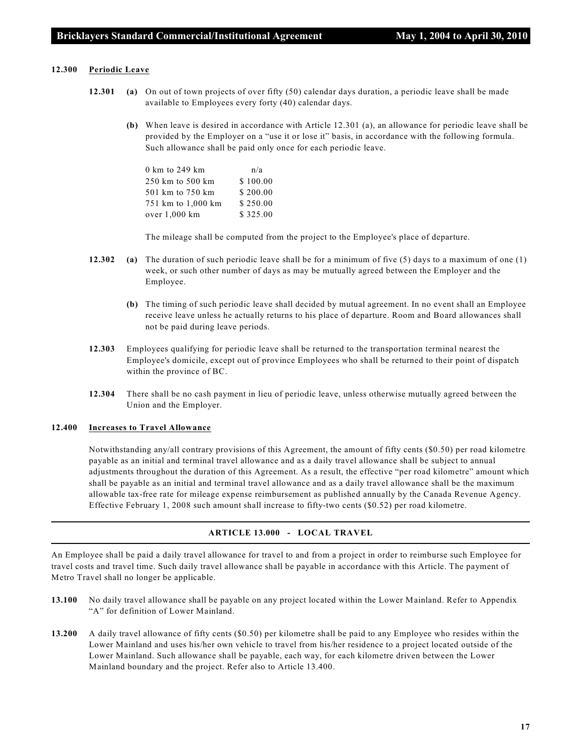### 12.300 Periodic Leave

**12.301** **(a)** On out of town projects of over fifty (50) calendar days duration, a periodic leave shall be made available to Employees every forty (40) calendar days.

**(b)** When leave is desired in accordance with Article 12.301 (a), an allowance for periodic leave shall be provided by the Employer on a "use it or lose it" basis, in accordance with the following formula. Such allowance shall be paid only once for each periodic leave.

| | |
|---|---|
| 0 km to 249 km | n/a |
| 250 km to 500 km | $ 100.00 |
| 501 km to 750 km | $ 200.00 |
| 751 km to 1,000 km | $ 250.00 |
| over 1,000 km | $ 325.00 |

The mileage shall be computed from the project to the Employee's place of departure.

**12.302** **(a)** The duration of such periodic leave shall be for a minimum of five (5) days to a maximum of one (1) week, or such other number of days as may be mutually agreed between the Employer and the Employee.

**(b)** The timing of such periodic leave shall decided by mutual agreement. In no event shall an Employee receive leave unless he actually returns to his place of departure. Room and Board allowances shall not be paid during leave periods.

**12.303** Employees qualifying for periodic leave shall be returned to the transportation terminal nearest the Employee's domicile, except out of province Employees who shall be returned to their point of dispatch within the province of BC.

**12.304** There shall be no cash payment in lieu of periodic leave, unless otherwise mutually agreed between the Union and the Employer.

### 12.400 Increases to Travel Allowance

Notwithstanding any/all contrary provisions of this Agreement, the amount of fifty cents ($0.50) per road kilometre payable as an initial and terminal travel allowance and as a daily travel allowance shall be subject to annual adjustments throughout the duration of this Agreement. As a result, the effective "per road kilometre" amount which shall be payable as an initial and terminal travel allowance and as a daily travel allowance shall be the maximum allowable tax-free rate for mileage expense reimbursement as published annually by the Canada Revenue Agency. Effective February 1, 2008 such amount shall increase to fifty-two cents ($0.52) per road kilometre.

## ARTICLE 13.000 - LOCAL TRAVEL

An Employee shall be paid a daily travel allowance for travel to and from a project in order to reimburse such Employee for travel costs and travel time. Such daily travel allowance shall be payable in accordance with this Article. The payment of Metro Travel shall no longer be applicable.

**13.100** No daily travel allowance shall be payable on any project located within the Lower Mainland. Refer to Appendix "A" for definition of Lower Mainland.

**13.200** A daily travel allowance of fifty cents ($0.50) per kilometre shall be paid to any Employee who resides within the Lower Mainland and uses his/her own vehicle to travel from his/her residence to a project located outside of the Lower Mainland. Such allowance shall be payable, each way, for each kilometre driven between the Lower Mainland boundary and the project. Refer also to Article 13.400.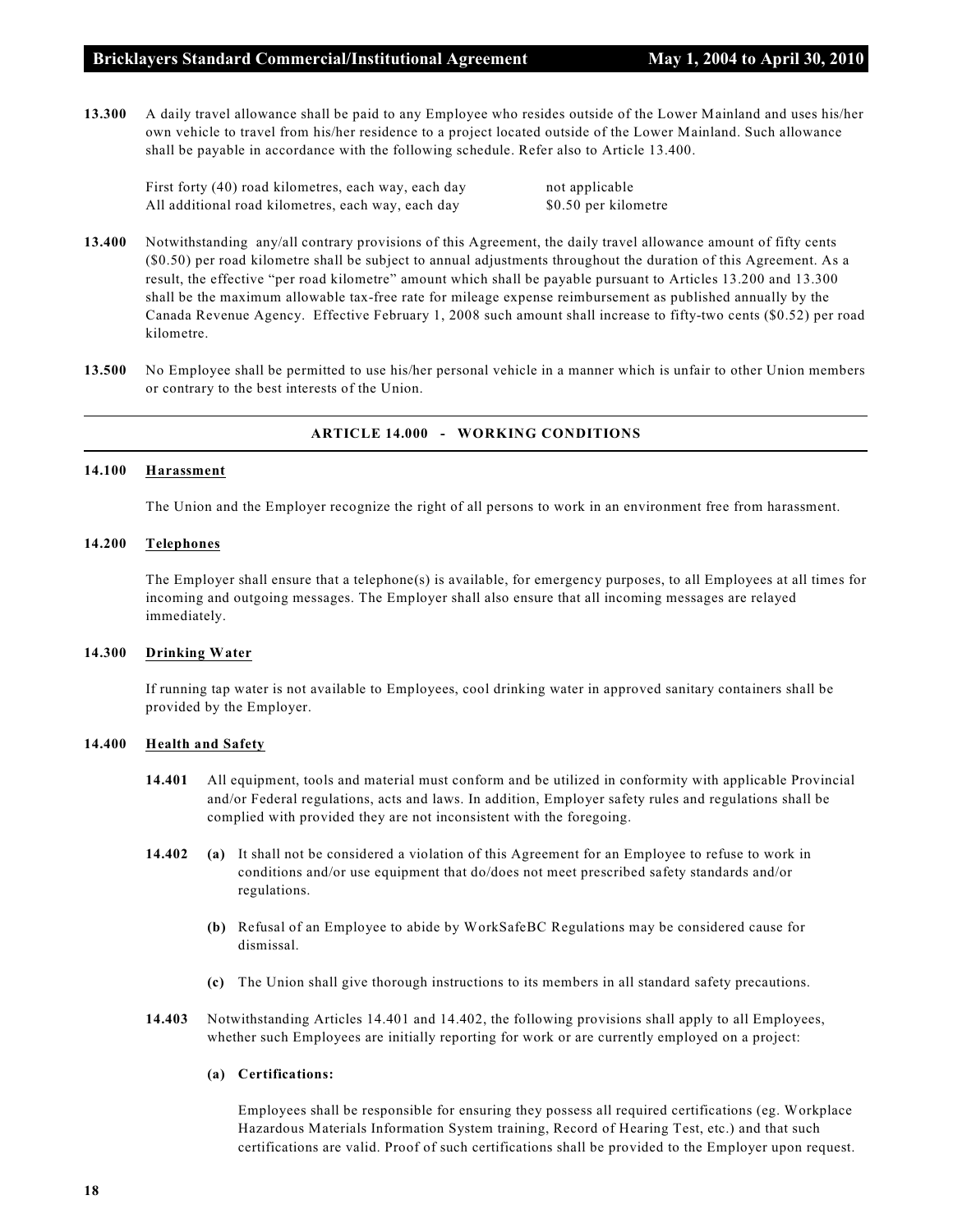**13.300** A daily travel allowance shall be paid to any Employee who resides outside of the Lower Mainland and uses his/her own vehicle to travel from his/her residence to a project located outside of the Lower Mainland. Such allowance shall be payable in accordance with the following schedule. Refer also to Article 13.400.

| | |
|---|---|
| First forty (40) road kilometres, each way, each day | not applicable |
| All additional road kilometres, each way, each day | $0.50 per kilometre |

**13.400** Notwithstanding any/all contrary provisions of this Agreement, the daily travel allowance amount of fifty cents ($0.50) per road kilometre shall be subject to annual adjustments throughout the duration of this Agreement. As a result, the effective "per road kilometre" amount which shall be payable pursuant to Articles 13.200 and 13.300 shall be the maximum allowable tax-free rate for mileage expense reimbursement as published annually by the Canada Revenue Agency. Effective February 1, 2008 such amount shall increase to fifty-two cents ($0.52) per road kilometre.

**13.500** No Employee shall be permitted to use his/her personal vehicle in a manner which is unfair to other Union members or contrary to the best interests of the Union.

## ARTICLE 14.000 - WORKING CONDITIONS

**14.100** **Harassment**

The Union and the Employer recognize the right of all persons to work in an environment free from harassment.

**14.200** **Telephones**

The Employer shall ensure that a telephone(s) is available, for emergency purposes, to all Employees at all times for incoming and outgoing messages. The Employer shall also ensure that all incoming messages are relayed immediately.

**14.300** **Drinking Water**

If running tap water is not available to Employees, cool drinking water in approved sanitary containers shall be provided by the Employer.

**14.400** **Health and Safety**

**14.401** All equipment, tools and material must conform and be utilized in conformity with applicable Provincial and/or Federal regulations, acts and laws. In addition, Employer safety rules and regulations shall be complied with provided they are not inconsistent with the foregoing.

**14.402** **(a)** It shall not be considered a violation of this Agreement for an Employee to refuse to work in conditions and/or use equipment that do/does not meet prescribed safety standards and/or regulations.

**(b)** Refusal of an Employee to abide by WorkSafeBC Regulations may be considered cause for dismissal.

**(c)** The Union shall give thorough instructions to its members in all standard safety precautions.

**14.403** Notwithstanding Articles 14.401 and 14.402, the following provisions shall apply to all Employees, whether such Employees are initially reporting for work or are currently employed on a project:

**(a) Certifications:**

Employees shall be responsible for ensuring they possess all required certifications (eg. Workplace Hazardous Materials Information System training, Record of Hearing Test, etc.) and that such certifications are valid. Proof of such certifications shall be provided to the Employer upon request.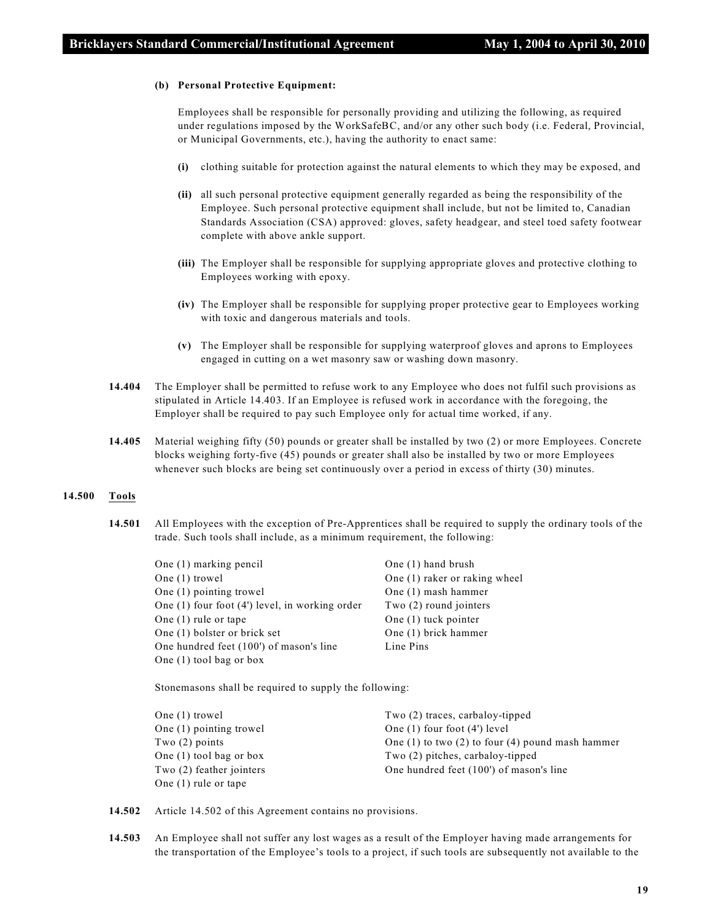**(b) Personal Protective Equipment:**

Employees shall be responsible for personally providing and utilizing the following, as required under regulations imposed by the WorkSafeBC, and/or any other such body (i.e. Federal, Provincial, or Municipal Governments, etc.), having the authority to enact same:

**(i)** clothing suitable for protection against the natural elements to which they may be exposed, and

**(ii)** all such personal protective equipment generally regarded as being the responsibility of the Employee. Such personal protective equipment shall include, but not be limited to, Canadian Standards Association (CSA) approved: gloves, safety headgear, and steel toed safety footwear complete with above ankle support.

**(iii)** The Employer shall be responsible for supplying appropriate gloves and protective clothing to Employees working with epoxy.

**(iv)** The Employer shall be responsible for supplying proper protective gear to Employees working with toxic and dangerous materials and tools.

**(v)** The Employer shall be responsible for supplying waterproof gloves and aprons to Employees engaged in cutting on a wet masonry saw or washing down masonry.

**14.404** The Employer shall be permitted to refuse work to any Employee who does not fulfil such provisions as stipulated in Article 14.403. If an Employee is refused work in accordance with the foregoing, the Employer shall be required to pay such Employee only for actual time worked, if any.

**14.405** Material weighing fifty (50) pounds or greater shall be installed by two (2) or more Employees. Concrete blocks weighing forty-five (45) pounds or greater shall also be installed by two or more Employees whenever such blocks are being set continuously over a period in excess of thirty (30) minutes.

## 14.500 Tools

**14.501** All Employees with the exception of Pre-Apprentices shall be required to supply the ordinary tools of the trade. Such tools shall include, as a minimum requirement, the following:

| | |
|---|---|
| One (1) marking pencil | One (1) hand brush |
| One (1) trowel | One (1) raker or raking wheel |
| One (1) pointing trowel | One (1) mash hammer |
| One (1) four foot (4') level, in working order | Two (2) round jointers |
| One (1) rule or tape | One (1) tuck pointer |
| One (1) bolster or brick set | One (1) brick hammer |
| One hundred feet (100') of mason's line | Line Pins |
| One (1) tool bag or box | |

Stonemasons shall be required to supply the following:

| | |
|---|---|
| One (1) trowel | Two (2) traces, carbaloy-tipped |
| One (1) pointing trowel | One (1) four foot (4') level |
| Two (2) points | One (1) to two (2) to four (4) pound mash hammer |
| One (1) tool bag or box | Two (2) pitches, carbaloy-tipped |
| Two (2) feather jointers | One hundred feet (100') of mason's line |
| One (1) rule or tape | |

**14.502** Article 14.502 of this Agreement contains no provisions.

**14.503** An Employee shall not suffer any lost wages as a result of the Employer having made arrangements for the transportation of the Employee's tools to a project, if such tools are subsequently not available to the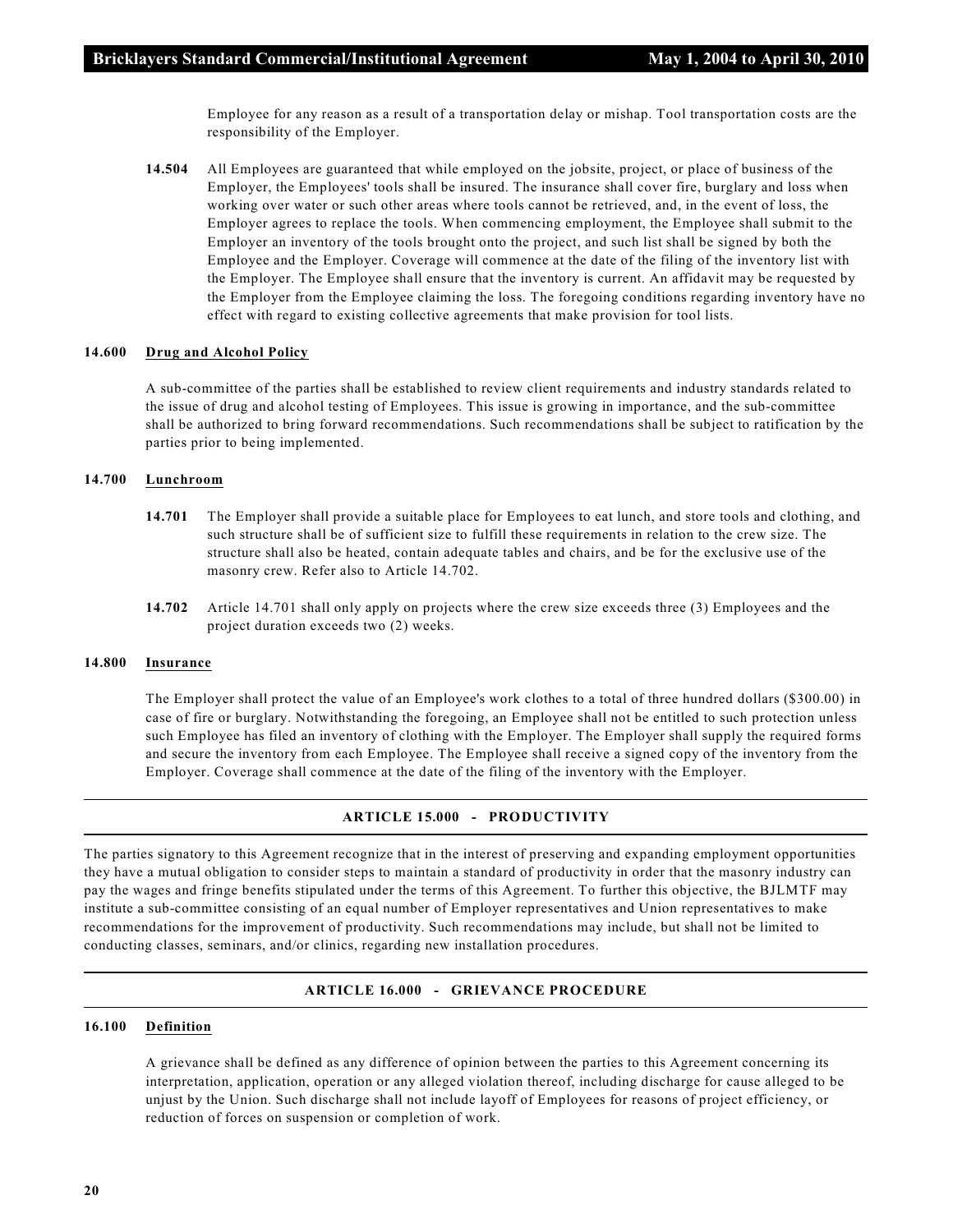Employee for any reason as a result of a transportation delay or mishap. Tool transportation costs are the responsibility of the Employer.

**14.504** All Employees are guaranteed that while employed on the jobsite, project, or place of business of the Employer, the Employees' tools shall be insured. The insurance shall cover fire, burglary and loss when working over water or such other areas where tools cannot be retrieved, and, in the event of loss, the Employer agrees to replace the tools. When commencing employment, the Employee shall submit to the Employer an inventory of the tools brought onto the project, and such list shall be signed by both the Employee and the Employer. Coverage will commence at the date of the filing of the inventory list with the Employer. The Employee shall ensure that the inventory is current. An affidavit may be requested by the Employer from the Employee claiming the loss. The foregoing conditions regarding inventory have no effect with regard to existing collective agreements that make provision for tool lists.

### 14.600 Drug and Alcohol Policy

A sub-committee of the parties shall be established to review client requirements and industry standards related to the issue of drug and alcohol testing of Employees. This issue is growing in importance, and the sub-committee shall be authorized to bring forward recommendations. Such recommendations shall be subject to ratification by the parties prior to being implemented.

### 14.700 Lunchroom

**14.701** The Employer shall provide a suitable place for Employees to eat lunch, and store tools and clothing, and such structure shall be of sufficient size to fulfill these requirements in relation to the crew size. The structure shall also be heated, contain adequate tables and chairs, and be for the exclusive use of the masonry crew. Refer also to Article 14.702.

**14.702** Article 14.701 shall only apply on projects where the crew size exceeds three (3) Employees and the project duration exceeds two (2) weeks.

### 14.800 Insurance

The Employer shall protect the value of an Employee's work clothes to a total of three hundred dollars ($300.00) in case of fire or burglary. Notwithstanding the foregoing, an Employee shall not be entitled to such protection unless such Employee has filed an inventory of clothing with the Employer. The Employer shall supply the required forms and secure the inventory from each Employee. The Employee shall receive a signed copy of the inventory from the Employer. Coverage shall commence at the date of the filing of the inventory with the Employer.

## ARTICLE 15.000 - PRODUCTIVITY

The parties signatory to this Agreement recognize that in the interest of preserving and expanding employment opportunities they have a mutual obligation to consider steps to maintain a standard of productivity in order that the masonry industry can pay the wages and fringe benefits stipulated under the terms of this Agreement. To further this objective, the BJLMTF may institute a sub-committee consisting of an equal number of Employer representatives and Union representatives to make recommendations for the improvement of productivity. Such recommendations may include, but shall not be limited to conducting classes, seminars, and/or clinics, regarding new installation procedures.

## ARTICLE 16.000 - GRIEVANCE PROCEDURE

### 16.100 Definition

A grievance shall be defined as any difference of opinion between the parties to this Agreement concerning its interpretation, application, operation or any alleged violation thereof, including discharge for cause alleged to be unjust by the Union. Such discharge shall not include layoff of Employees for reasons of project efficiency, or reduction of forces on suspension or completion of work.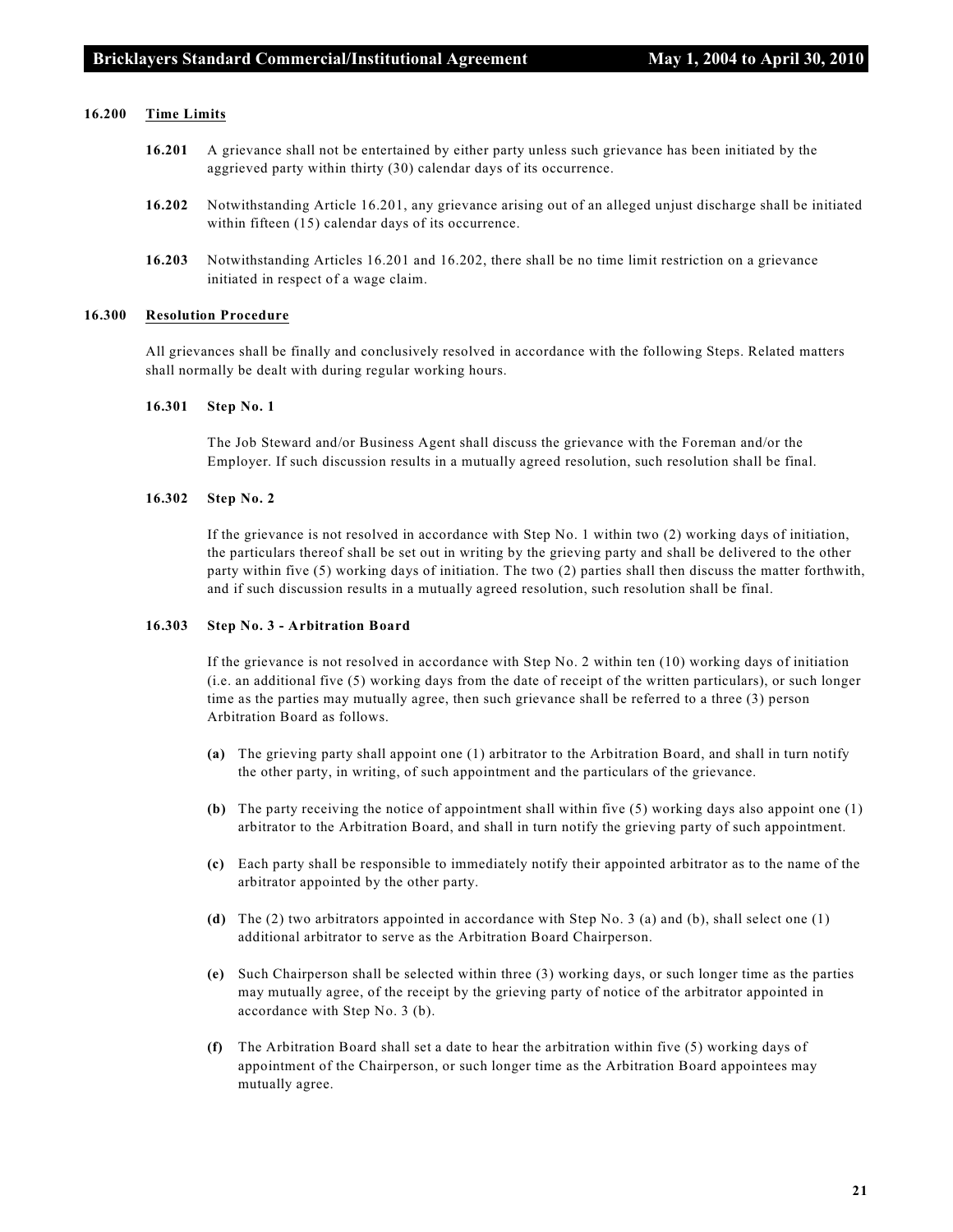### 16.200 Time Limits

**16.201** A grievance shall not be entertained by either party unless such grievance has been initiated by the aggrieved party within thirty (30) calendar days of its occurrence.

**16.202** Notwithstanding Article 16.201, any grievance arising out of an alleged unjust discharge shall be initiated within fifteen (15) calendar days of its occurrence.

**16.203** Notwithstanding Articles 16.201 and 16.202, there shall be no time limit restriction on a grievance initiated in respect of a wage claim.

### 16.300 Resolution Procedure

All grievances shall be finally and conclusively resolved in accordance with the following Steps. Related matters shall normally be dealt with during regular working hours.

#### 16.301 Step No. 1

The Job Steward and/or Business Agent shall discuss the grievance with the Foreman and/or the Employer. If such discussion results in a mutually agreed resolution, such resolution shall be final.

#### 16.302 Step No. 2

If the grievance is not resolved in accordance with Step No. 1 within two (2) working days of initiation, the particulars thereof shall be set out in writing by the grieving party and shall be delivered to the other party within five (5) working days of initiation. The two (2) parties shall then discuss the matter forthwith, and if such discussion results in a mutually agreed resolution, such resolution shall be final.

#### 16.303 Step No. 3 - Arbitration Board

If the grievance is not resolved in accordance with Step No. 2 within ten (10) working days of initiation (i.e. an additional five (5) working days from the date of receipt of the written particulars), or such longer time as the parties may mutually agree, then such grievance shall be referred to a three (3) person Arbitration Board as follows.

**(a)** The grieving party shall appoint one (1) arbitrator to the Arbitration Board, and shall in turn notify the other party, in writing, of such appointment and the particulars of the grievance.

**(b)** The party receiving the notice of appointment shall within five (5) working days also appoint one (1) arbitrator to the Arbitration Board, and shall in turn notify the grieving party of such appointment.

**(c)** Each party shall be responsible to immediately notify their appointed arbitrator as to the name of the arbitrator appointed by the other party.

**(d)** The (2) two arbitrators appointed in accordance with Step No. 3 (a) and (b), shall select one (1) additional arbitrator to serve as the Arbitration Board Chairperson.

**(e)** Such Chairperson shall be selected within three (3) working days, or such longer time as the parties may mutually agree, of the receipt by the grieving party of notice of the arbitrator appointed in accordance with Step No. 3 (b).

**(f)** The Arbitration Board shall set a date to hear the arbitration within five (5) working days of appointment of the Chairperson, or such longer time as the Arbitration Board appointees may mutually agree.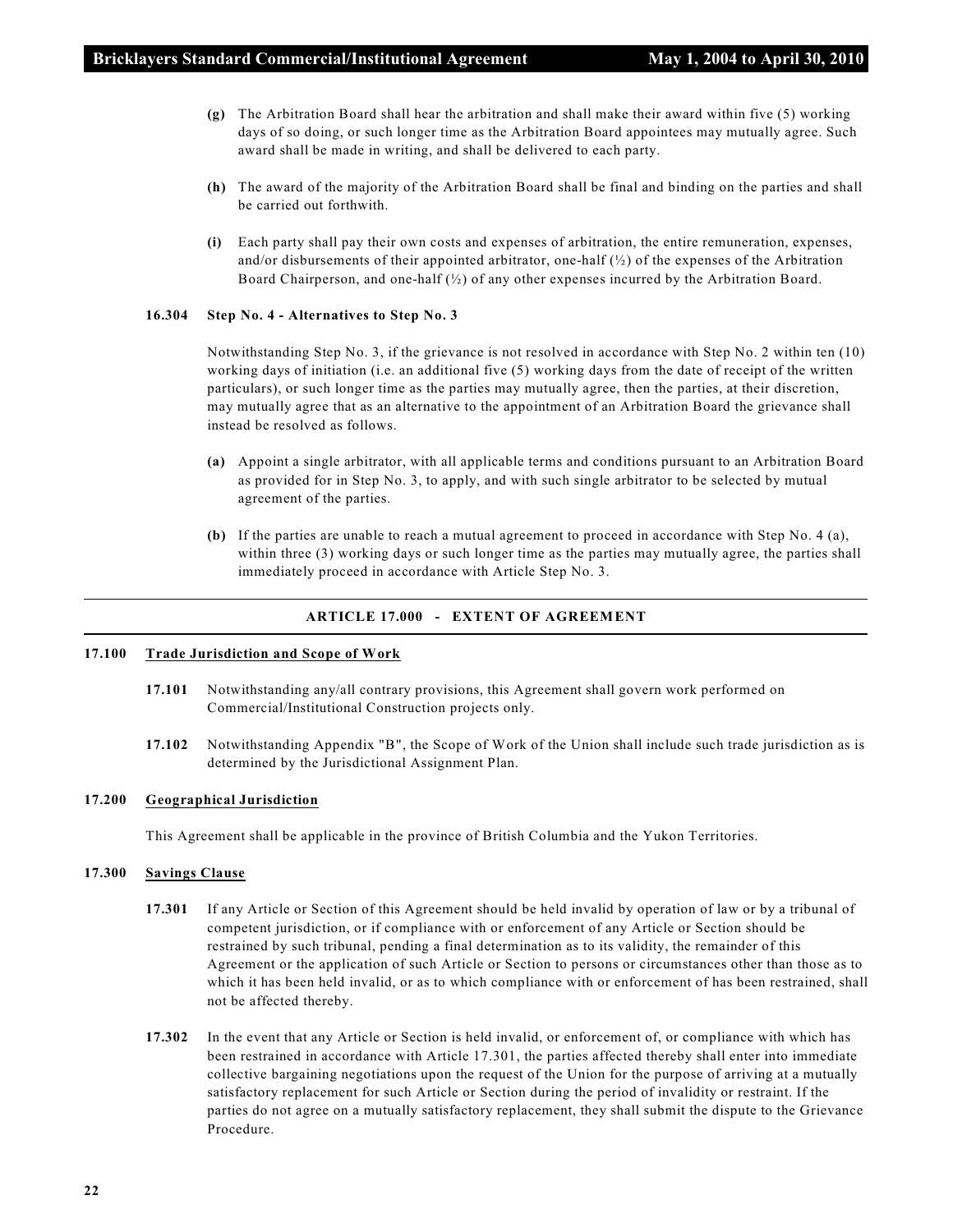**(g)** The Arbitration Board shall hear the arbitration and shall make their award within five (5) working days of so doing, or such longer time as the Arbitration Board appointees may mutually agree. Such award shall be made in writing, and shall be delivered to each party.

**(h)** The award of the majority of the Arbitration Board shall be final and binding on the parties and shall be carried out forthwith.

**(i)** Each party shall pay their own costs and expenses of arbitration, the entire remuneration, expenses, and/or disbursements of their appointed arbitrator, one-half (½) of the expenses of the Arbitration Board Chairperson, and one-half (½) of any other expenses incurred by the Arbitration Board.

**16.304 Step No. 4 - Alternatives to Step No. 3**

Notwithstanding Step No. 3, if the grievance is not resolved in accordance with Step No. 2 within ten (10) working days of initiation (i.e. an additional five (5) working days from the date of receipt of the written particulars), or such longer time as the parties may mutually agree, then the parties, at their discretion, may mutually agree that as an alternative to the appointment of an Arbitration Board the grievance shall instead be resolved as follows.

**(a)** Appoint a single arbitrator, with all applicable terms and conditions pursuant to an Arbitration Board as provided for in Step No. 3, to apply, and with such single arbitrator to be selected by mutual agreement of the parties.

**(b)** If the parties are unable to reach a mutual agreement to proceed in accordance with Step No. 4 (a), within three (3) working days or such longer time as the parties may mutually agree, the parties shall immediately proceed in accordance with Article Step No. 3.

## ARTICLE 17.000 - EXTENT OF AGREEMENT

**17.100 Trade Jurisdiction and Scope of Work**

**17.101** Notwithstanding any/all contrary provisions, this Agreement shall govern work performed on Commercial/Institutional Construction projects only.

**17.102** Notwithstanding Appendix "B", the Scope of Work of the Union shall include such trade jurisdiction as is determined by the Jurisdictional Assignment Plan.

**17.200 Geographical Jurisdiction**

This Agreement shall be applicable in the province of British Columbia and the Yukon Territories.

**17.300 Savings Clause**

**17.301** If any Article or Section of this Agreement should be held invalid by operation of law or by a tribunal of competent jurisdiction, or if compliance with or enforcement of any Article or Section should be restrained by such tribunal, pending a final determination as to its validity, the remainder of this Agreement or the application of such Article or Section to persons or circumstances other than those as to which it has been held invalid, or as to which compliance with or enforcement of has been restrained, shall not be affected thereby.

**17.302** In the event that any Article or Section is held invalid, or enforcement of, or compliance with which has been restrained in accordance with Article 17.301, the parties affected thereby shall enter into immediate collective bargaining negotiations upon the request of the Union for the purpose of arriving at a mutually satisfactory replacement for such Article or Section during the period of invalidity or restraint. If the parties do not agree on a mutually satisfactory replacement, they shall submit the dispute to the Grievance Procedure.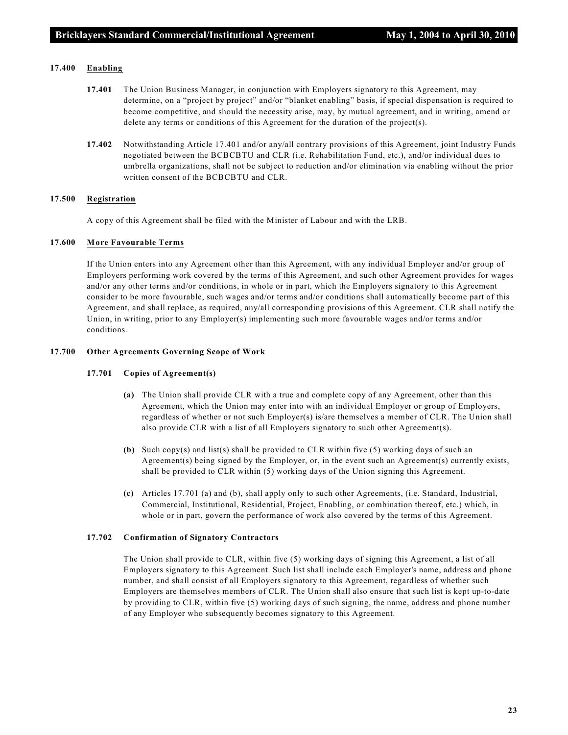#### 17.400 Enabling

**17.401** The Union Business Manager, in conjunction with Employers signatory to this Agreement, may determine, on a "project by project" and/or "blanket enabling" basis, if special dispensation is required to become competitive, and should the necessity arise, may, by mutual agreement, and in writing, amend or delete any terms or conditions of this Agreement for the duration of the project(s).

**17.402** Notwithstanding Article 17.401 and/or any/all contrary provisions of this Agreement, joint Industry Funds negotiated between the BCBCBTU and CLR (i.e. Rehabilitation Fund, etc.), and/or individual dues to umbrella organizations, shall not be subject to reduction and/or elimination via enabling without the prior written consent of the BCBCBTU and CLR.

#### 17.500 Registration

A copy of this Agreement shall be filed with the Minister of Labour and with the LRB.

#### 17.600 More Favourable Terms

If the Union enters into any Agreement other than this Agreement, with any individual Employer and/or group of Employers performing work covered by the terms of this Agreement, and such other Agreement provides for wages and/or any other terms and/or conditions, in whole or in part, which the Employers signatory to this Agreement consider to be more favourable, such wages and/or terms and/or conditions shall automatically become part of this Agreement, and shall replace, as required, any/all corresponding provisions of this Agreement. CLR shall notify the Union, in writing, prior to any Employer(s) implementing such more favourable wages and/or terms and/or conditions.

#### 17.700 Other Agreements Governing Scope of Work

**17.701 Copies of Agreement(s)**

**(a)** The Union shall provide CLR with a true and complete copy of any Agreement, other than this Agreement, which the Union may enter into with an individual Employer or group of Employers, regardless of whether or not such Employer(s) is/are themselves a member of CLR. The Union shall also provide CLR with a list of all Employers signatory to such other Agreement(s).

**(b)** Such copy(s) and list(s) shall be provided to CLR within five (5) working days of such an Agreement(s) being signed by the Employer, or, in the event such an Agreement(s) currently exists, shall be provided to CLR within (5) working days of the Union signing this Agreement.

**(c)** Articles 17.701 (a) and (b), shall apply only to such other Agreements, (i.e. Standard, Industrial, Commercial, Institutional, Residential, Project, Enabling, or combination thereof, etc.) which, in whole or in part, govern the performance of work also covered by the terms of this Agreement.

**17.702 Confirmation of Signatory Contractors**

The Union shall provide to CLR, within five (5) working days of signing this Agreement, a list of all Employers signatory to this Agreement. Such list shall include each Employer's name, address and phone number, and shall consist of all Employers signatory to this Agreement, regardless of whether such Employers are themselves members of CLR. The Union shall also ensure that such list is kept up-to-date by providing to CLR, within five (5) working days of such signing, the name, address and phone number of any Employer who subsequently becomes signatory to this Agreement.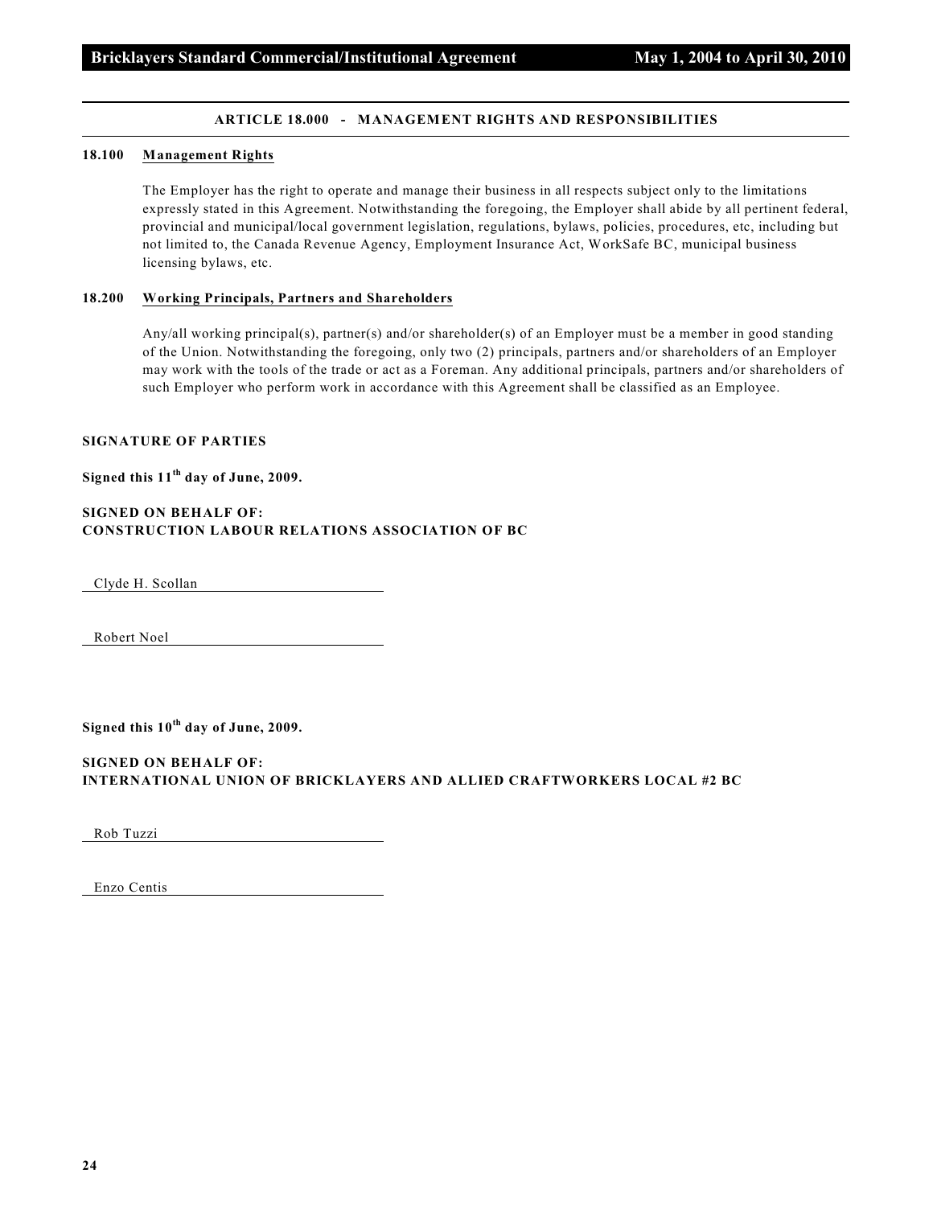## ARTICLE 18.000 - MANAGEMENT RIGHTS AND RESPONSIBILITIES

### 18.100 Management Rights

The Employer has the right to operate and manage their business in all respects subject only to the limitations expressly stated in this Agreement. Notwithstanding the foregoing, the Employer shall abide by all pertinent federal, provincial and municipal/local government legislation, regulations, bylaws, policies, procedures, etc, including but not limited to, the Canada Revenue Agency, Employment Insurance Act, WorkSafe BC, municipal business licensing bylaws, etc.

### 18.200 Working Principals, Partners and Shareholders

Any/all working principal(s), partner(s) and/or shareholder(s) of an Employer must be a member in good standing of the Union. Notwithstanding the foregoing, only two (2) principals, partners and/or shareholders of an Employer may work with the tools of the trade or act as a Foreman. Any additional principals, partners and/or shareholders of such Employer who perform work in accordance with this Agreement shall be classified as an Employee.

**SIGNATURE OF PARTIES**

**Signed this 11th day of June, 2009.**

**SIGNED ON BEHALF OF:**
**CONSTRUCTION LABOUR RELATIONS ASSOCIATION OF BC**

Clyde H. Scollan

Robert Noel

**Signed this 10th day of June, 2009.**

**SIGNED ON BEHALF OF:**
**INTERNATIONAL UNION OF BRICKLAYERS AND ALLIED CRAFTWORKERS LOCAL #2 BC**

Rob Tuzzi

Enzo Centis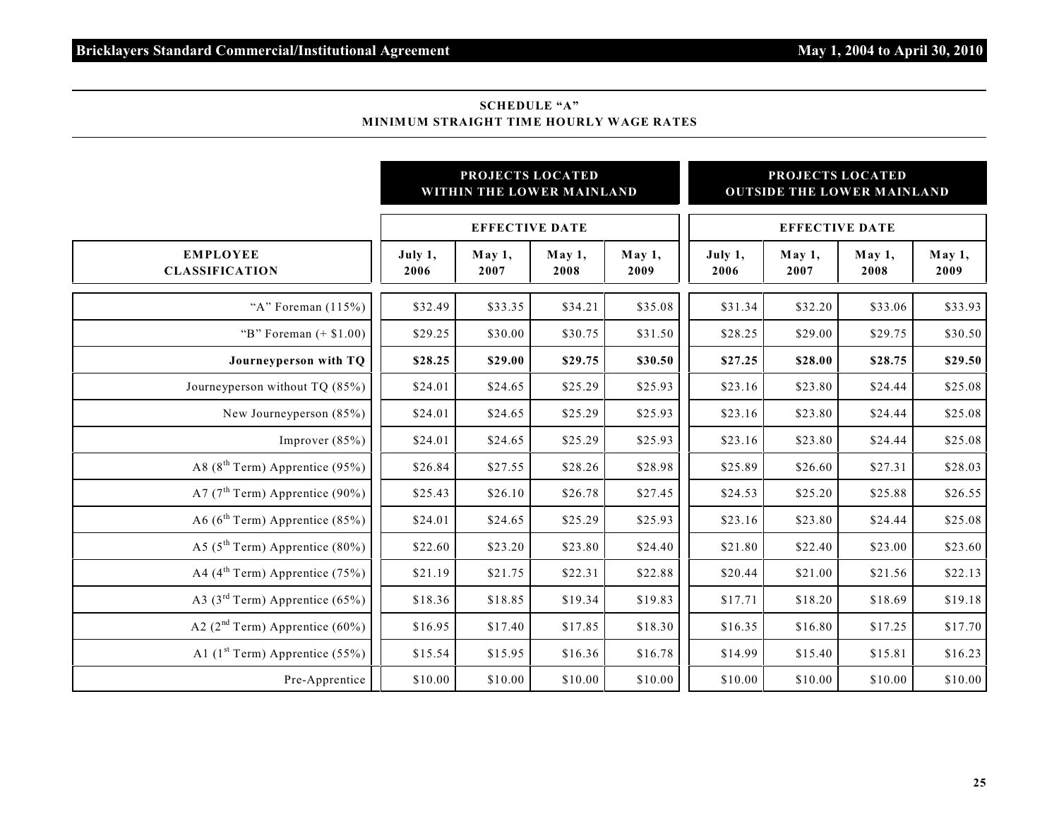## SCHEDULE "A"
## MINIMUM STRAIGHT TIME HOURLY WAGE RATES

| EMPLOYEE CLASSIFICATION | PROJECTS LOCATED WITHIN THE LOWER MAINLAND — EFFECTIVE DATE | | | | PROJECTS LOCATED OUTSIDE THE LOWER MAINLAND — EFFECTIVE DATE | | | |
|---|---|---|---|---|---|---|---|---|
| | July 1, 2006 | May 1, 2007 | May 1, 2008 | May 1, 2009 | July 1, 2006 | May 1, 2007 | May 1, 2008 | May 1, 2009 |
| "A" Foreman (115%) | $32.49 | $33.35 | $34.21 | $35.08 | $31.34 | $32.20 | $33.06 | $33.93 |
| "B" Foreman (+ $1.00) | $29.25 | $30.00 | $30.75 | $31.50 | $28.25 | $29.00 | $29.75 | $30.50 |
| **Journeyperson with TQ** | **$28.25** | **$29.00** | **$29.75** | **$30.50** | **$27.25** | **$28.00** | **$28.75** | **$29.50** |
| Journeyperson without TQ (85%) | $24.01 | $24.65 | $25.29 | $25.93 | $23.16 | $23.80 | $24.44 | $25.08 |
| New Journeyperson (85%) | $24.01 | $24.65 | $25.29 | $25.93 | $23.16 | $23.80 | $24.44 | $25.08 |
| Improver (85%) | $24.01 | $24.65 | $25.29 | $25.93 | $23.16 | $23.80 | $24.44 | $25.08 |
| A8 (8th Term) Apprentice (95%) | $26.84 | $27.55 | $28.26 | $28.98 | $25.89 | $26.60 | $27.31 | $28.03 |
| A7 (7th Term) Apprentice (90%) | $25.43 | $26.10 | $26.78 | $27.45 | $24.53 | $25.20 | $25.88 | $26.55 |
| A6 (6th Term) Apprentice (85%) | $24.01 | $24.65 | $25.29 | $25.93 | $23.16 | $23.80 | $24.44 | $25.08 |
| A5 (5th Term) Apprentice (80%) | $22.60 | $23.20 | $23.80 | $24.40 | $21.80 | $22.40 | $23.00 | $23.60 |
| A4 (4th Term) Apprentice (75%) | $21.19 | $21.75 | $22.31 | $22.88 | $20.44 | $21.00 | $21.56 | $22.13 |
| A3 (3rd Term) Apprentice (65%) | $18.36 | $18.85 | $19.34 | $19.83 | $17.71 | $18.20 | $18.69 | $19.18 |
| A2 (2nd Term) Apprentice (60%) | $16.95 | $17.40 | $17.85 | $18.30 | $16.35 | $16.80 | $17.25 | $17.70 |
| A1 (1st Term) Apprentice (55%) | $15.54 | $15.95 | $16.36 | $16.78 | $14.99 | $15.40 | $15.81 | $16.23 |
| Pre-Apprentice | $10.00 | $10.00 | $10.00 | $10.00 | $10.00 | $10.00 | $10.00 | $10.00 |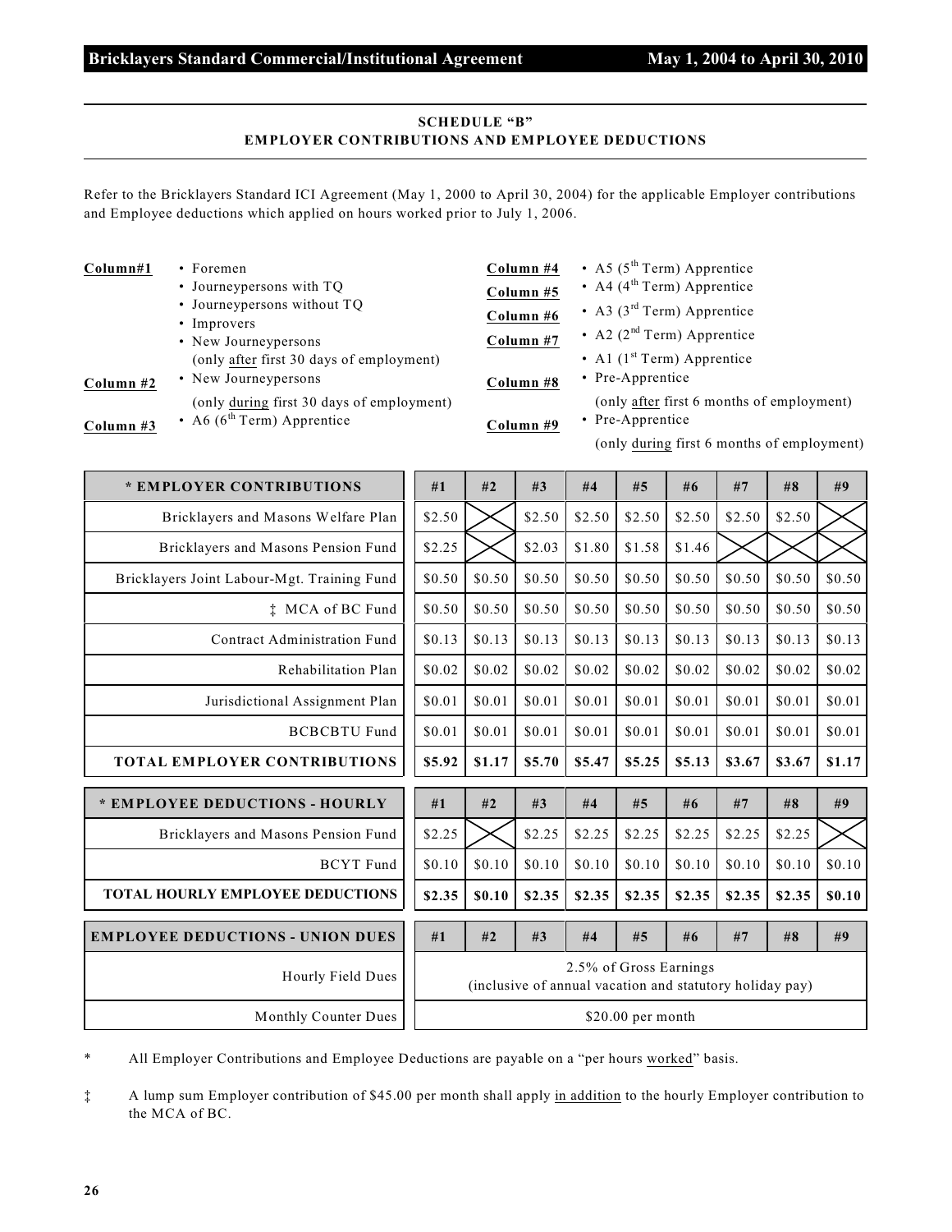## SCHEDULE "B"
## EMPLOYER CONTRIBUTIONS AND EMPLOYEE DEDUCTIONS

Refer to the Bricklayers Standard ICI Agreement (May 1, 2000 to April 30, 2004) for the applicable Employer contributions and Employee deductions which applied on hours worked prior to July 1, 2006.

**Column#1**
- Foremen
- Journeypersons with TQ
- Journeypersons without TQ
- Improvers
- New Journeypersons (only after first 30 days of employment)

**Column #2**
- New Journeypersons (only during first 30 days of employment)

**Column #3**
- A6 (6th Term) Apprentice

**Column #4**
- A5 (5th Term) Apprentice

**Column #5**
- A4 (4th Term) Apprentice

**Column #6**
- A3 (3rd Term) Apprentice

**Column #7**
- A2 (2nd Term) Apprentice
- A1 (1st Term) Apprentice

**Column #8**
- Pre-Apprentice (only after first 6 months of employment)

**Column #9**
- Pre-Apprentice (only during first 6 months of employment)

| * EMPLOYER CONTRIBUTIONS | #1 | #2 | #3 | #4 | #5 | #6 | #7 | #8 | #9 |
|---|---|---|---|---|---|---|---|---|---|
| Bricklayers and Masons Welfare Plan | $2.50 | X | $2.50 | $2.50 | $2.50 | $2.50 | $2.50 | $2.50 | X |
| Bricklayers and Masons Pension Fund | $2.25 | X | $2.03 | $1.80 | $1.58 | $1.46 | X | X | X |
| Bricklayers Joint Labour-Mgt. Training Fund | $0.50 | $0.50 | $0.50 | $0.50 | $0.50 | $0.50 | $0.50 | $0.50 | $0.50 |
| ‡ MCA of BC Fund | $0.50 | $0.50 | $0.50 | $0.50 | $0.50 | $0.50 | $0.50 | $0.50 | $0.50 |
| Contract Administration Fund | $0.13 | $0.13 | $0.13 | $0.13 | $0.13 | $0.13 | $0.13 | $0.13 | $0.13 |
| Rehabilitation Plan | $0.02 | $0.02 | $0.02 | $0.02 | $0.02 | $0.02 | $0.02 | $0.02 | $0.02 |
| Jurisdictional Assignment Plan | $0.01 | $0.01 | $0.01 | $0.01 | $0.01 | $0.01 | $0.01 | $0.01 | $0.01 |
| BCBCBTU Fund | $0.01 | $0.01 | $0.01 | $0.01 | $0.01 | $0.01 | $0.01 | $0.01 | $0.01 |
| **TOTAL EMPLOYER CONTRIBUTIONS** | **$5.92** | **$1.17** | **$5.70** | **$5.47** | **$5.25** | **$5.13** | **$3.67** | **$3.67** | **$1.17** |

| * EMPLOYEE DEDUCTIONS - HOURLY | #1 | #2 | #3 | #4 | #5 | #6 | #7 | #8 | #9 |
|---|---|---|---|---|---|---|---|---|---|
| Bricklayers and Masons Pension Fund | $2.25 | X | $2.25 | $2.25 | $2.25 | $2.25 | $2.25 | $2.25 | X |
| BCYT Fund | $0.10 | $0.10 | $0.10 | $0.10 | $0.10 | $0.10 | $0.10 | $0.10 | $0.10 |
| **TOTAL HOURLY EMPLOYEE DEDUCTIONS** | **$2.35** | **$0.10** | **$2.35** | **$2.35** | **$2.35** | **$2.35** | **$2.35** | **$2.35** | **$0.10** |

| EMPLOYEE DEDUCTIONS - UNION DUES | #1 – #9 |
|---|---|
| Hourly Field Dues | 2.5% of Gross Earnings (inclusive of annual vacation and statutory holiday pay) |
| Monthly Counter Dues | $20.00 per month |

\* All Employer Contributions and Employee Deductions are payable on a "per hours worked" basis.

‡ A lump sum Employer contribution of $45.00 per month shall apply in addition to the hourly Employer contribution to the MCA of BC.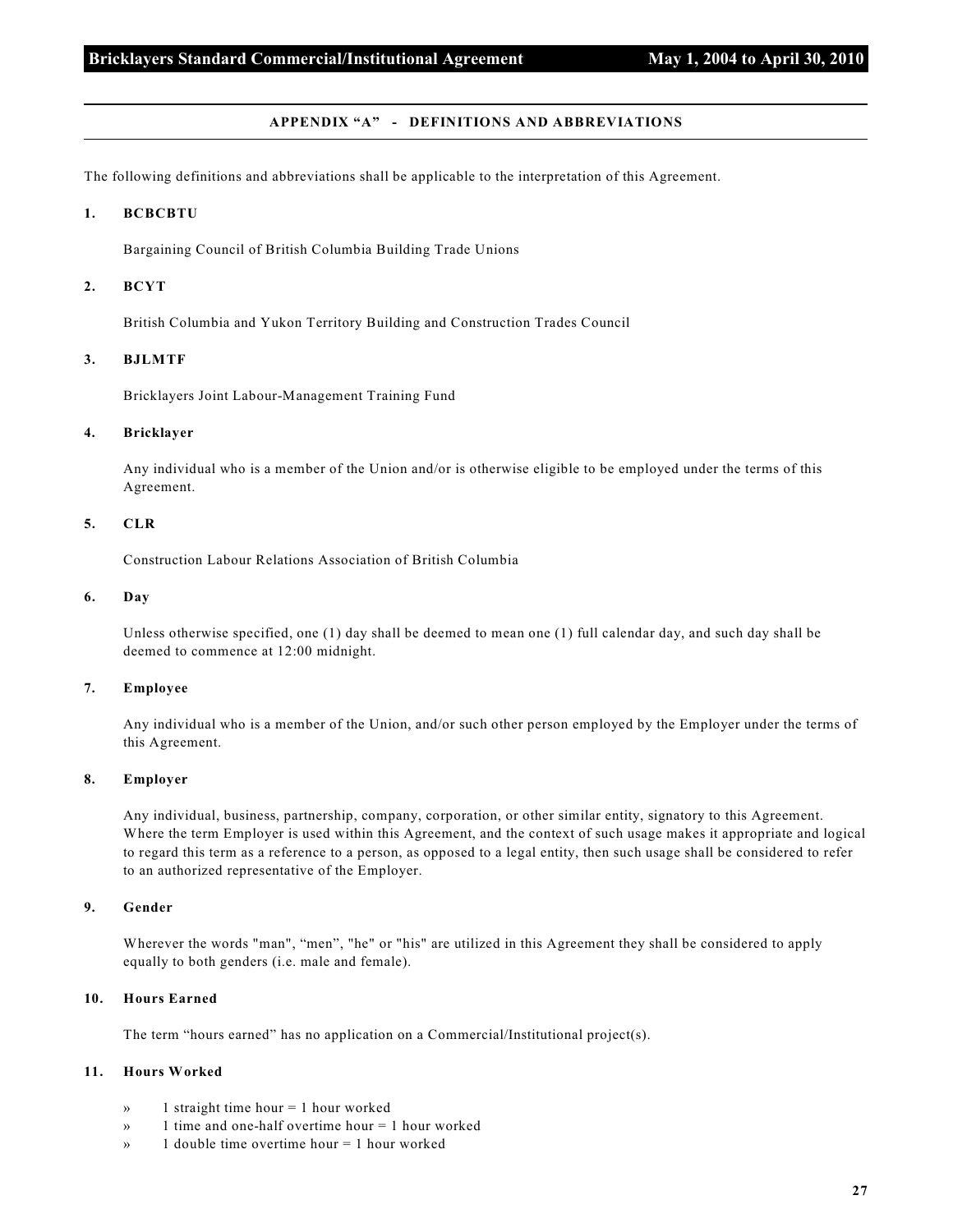## APPENDIX "A" - DEFINITIONS AND ABBREVIATIONS

The following definitions and abbreviations shall be applicable to the interpretation of this Agreement.

### 1. BCBCBTU

Bargaining Council of British Columbia Building Trade Unions

### 2. BCYT

British Columbia and Yukon Territory Building and Construction Trades Council

### 3. BJLMTF

Bricklayers Joint Labour-Management Training Fund

### 4. Bricklayer

Any individual who is a member of the Union and/or is otherwise eligible to be employed under the terms of this Agreement.

### 5. CLR

Construction Labour Relations Association of British Columbia

### 6. Day

Unless otherwise specified, one (1) day shall be deemed to mean one (1) full calendar day, and such day shall be deemed to commence at 12:00 midnight.

### 7. Employee

Any individual who is a member of the Union, and/or such other person employed by the Employer under the terms of this Agreement.

### 8. Employer

Any individual, business, partnership, company, corporation, or other similar entity, signatory to this Agreement. Where the term Employer is used within this Agreement, and the context of such usage makes it appropriate and logical to regard this term as a reference to a person, as opposed to a legal entity, then such usage shall be considered to refer to an authorized representative of the Employer.

### 9. Gender

Wherever the words "man", "men", "he" or "his" are utilized in this Agreement they shall be considered to apply equally to both genders (i.e. male and female).

### 10. Hours Earned

The term "hours earned" has no application on a Commercial/Institutional project(s).

### 11. Hours Worked

- 1 straight time hour = 1 hour worked
- 1 time and one-half overtime hour = 1 hour worked
- 1 double time overtime hour = 1 hour worked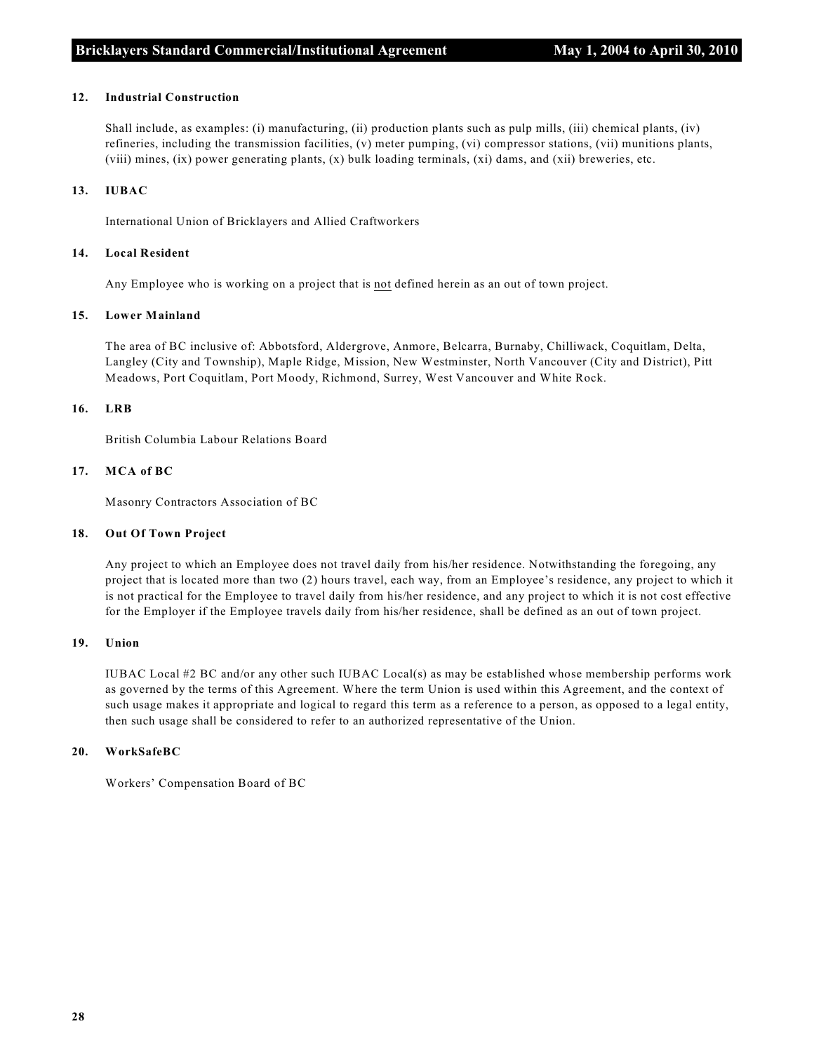### 12. Industrial Construction

Shall include, as examples: (i) manufacturing, (ii) production plants such as pulp mills, (iii) chemical plants, (iv) refineries, including the transmission facilities, (v) meter pumping, (vi) compressor stations, (vii) munitions plants, (viii) mines, (ix) power generating plants, (x) bulk loading terminals, (xi) dams, and (xii) breweries, etc.

### 13. IUBAC

International Union of Bricklayers and Allied Craftworkers

### 14. Local Resident

Any Employee who is working on a project that is <u>not</u> defined herein as an out of town project.

### 15. Lower Mainland

The area of BC inclusive of: Abbotsford, Aldergrove, Anmore, Belcarra, Burnaby, Chilliwack, Coquitlam, Delta, Langley (City and Township), Maple Ridge, Mission, New Westminster, North Vancouver (City and District), Pitt Meadows, Port Coquitlam, Port Moody, Richmond, Surrey, West Vancouver and White Rock.

### 16. LRB

British Columbia Labour Relations Board

### 17. MCA of BC

Masonry Contractors Association of BC

### 18. Out Of Town Project

Any project to which an Employee does not travel daily from his/her residence. Notwithstanding the foregoing, any project that is located more than two (2) hours travel, each way, from an Employee's residence, any project to which it is not practical for the Employee to travel daily from his/her residence, and any project to which it is not cost effective for the Employer if the Employee travels daily from his/her residence, shall be defined as an out of town project.

### 19. Union

IUBAC Local #2 BC and/or any other such IUBAC Local(s) as may be established whose membership performs work as governed by the terms of this Agreement. Where the term Union is used within this Agreement, and the context of such usage makes it appropriate and logical to regard this term as a reference to a person, as opposed to a legal entity, then such usage shall be considered to refer to an authorized representative of the Union.

### 20. WorkSafeBC

Workers' Compensation Board of BC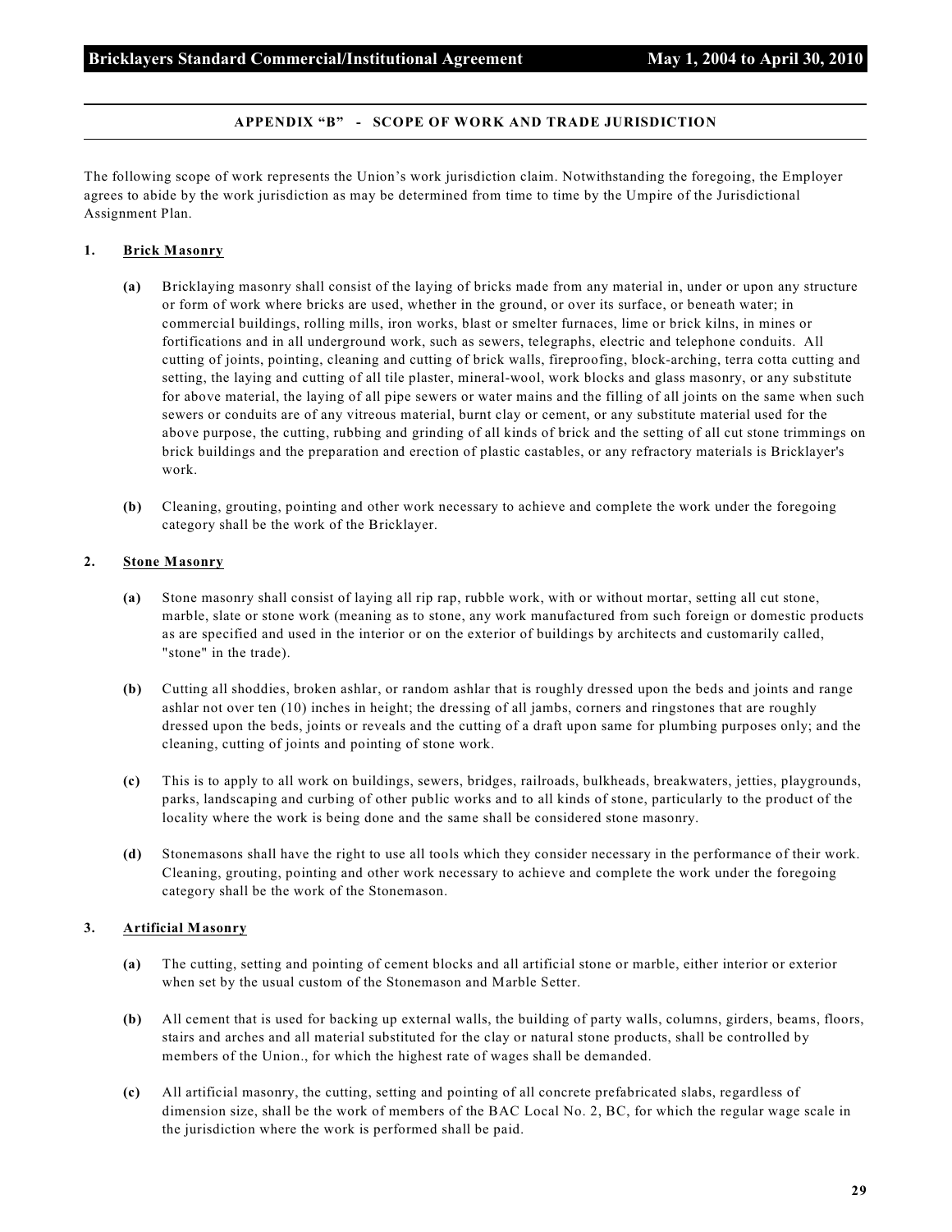## APPENDIX "B" - SCOPE OF WORK AND TRADE JURISDICTION

The following scope of work represents the Union's work jurisdiction claim. Notwithstanding the foregoing, the Employer agrees to abide by the work jurisdiction as may be determined from time to time by the Umpire of the Jurisdictional Assignment Plan.

### 1. Brick Masonry

**(a)** Bricklaying masonry shall consist of the laying of bricks made from any material in, under or upon any structure or form of work where bricks are used, whether in the ground, or over its surface, or beneath water; in commercial buildings, rolling mills, iron works, blast or smelter furnaces, lime or brick kilns, in mines or fortifications and in all underground work, such as sewers, telegraphs, electric and telephone conduits. All cutting of joints, pointing, cleaning and cutting of brick walls, fireproofing, block-arching, terra cotta cutting and setting, the laying and cutting of all tile plaster, mineral-wool, work blocks and glass masonry, or any substitute for above material, the laying of all pipe sewers or water mains and the filling of all joints on the same when such sewers or conduits are of any vitreous material, burnt clay or cement, or any substitute material used for the above purpose, the cutting, rubbing and grinding of all kinds of brick and the setting of all cut stone trimmings on brick buildings and the preparation and erection of plastic castables, or any refractory materials is Bricklayer's work.

**(b)** Cleaning, grouting, pointing and other work necessary to achieve and complete the work under the foregoing category shall be the work of the Bricklayer.

### 2. Stone Masonry

**(a)** Stone masonry shall consist of laying all rip rap, rubble work, with or without mortar, setting all cut stone, marble, slate or stone work (meaning as to stone, any work manufactured from such foreign or domestic products as are specified and used in the interior or on the exterior of buildings by architects and customarily called, "stone" in the trade).

**(b)** Cutting all shoddies, broken ashlar, or random ashlar that is roughly dressed upon the beds and joints and range ashlar not over ten (10) inches in height; the dressing of all jambs, corners and ringstones that are roughly dressed upon the beds, joints or reveals and the cutting of a draft upon same for plumbing purposes only; and the cleaning, cutting of joints and pointing of stone work.

**(c)** This is to apply to all work on buildings, sewers, bridges, railroads, bulkheads, breakwaters, jetties, playgrounds, parks, landscaping and curbing of other public works and to all kinds of stone, particularly to the product of the locality where the work is being done and the same shall be considered stone masonry.

**(d)** Stonemasons shall have the right to use all tools which they consider necessary in the performance of their work. Cleaning, grouting, pointing and other work necessary to achieve and complete the work under the foregoing category shall be the work of the Stonemason.

### 3. Artificial Masonry

**(a)** The cutting, setting and pointing of cement blocks and all artificial stone or marble, either interior or exterior when set by the usual custom of the Stonemason and Marble Setter.

**(b)** All cement that is used for backing up external walls, the building of party walls, columns, girders, beams, floors, stairs and arches and all material substituted for the clay or natural stone products, shall be controlled by members of the Union., for which the highest rate of wages shall be demanded.

**(c)** All artificial masonry, the cutting, setting and pointing of all concrete prefabricated slabs, regardless of dimension size, shall be the work of members of the BAC Local No. 2, BC, for which the regular wage scale in the jurisdiction where the work is performed shall be paid.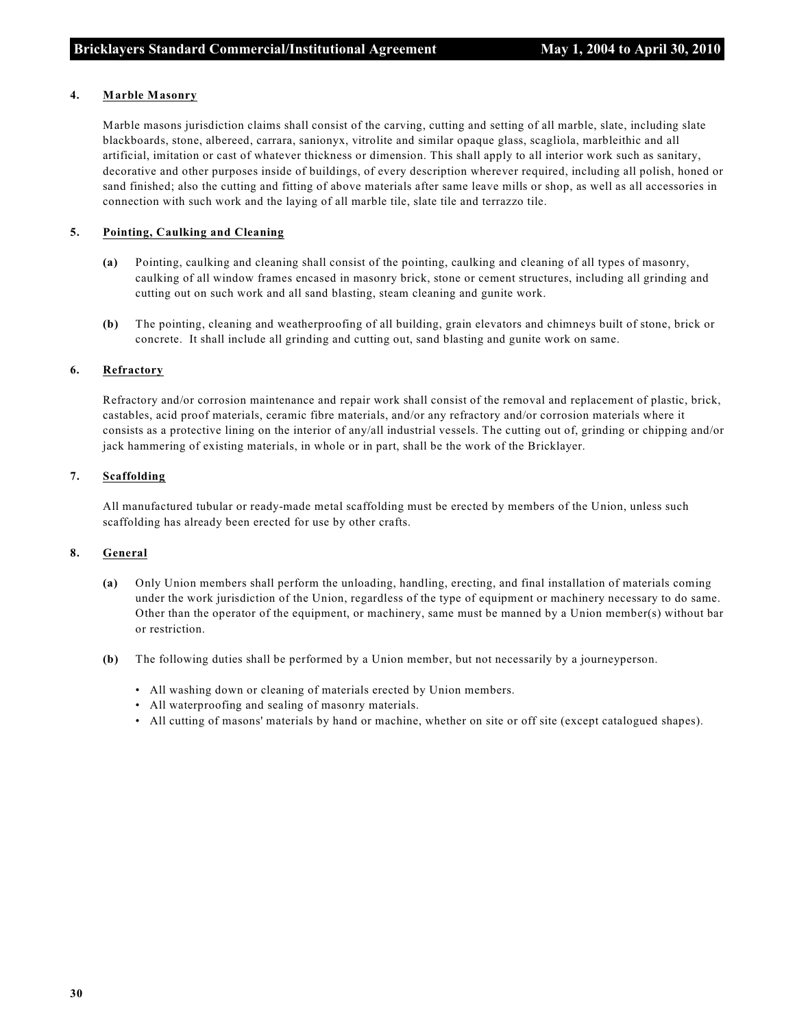**4. Marble Masonry**

Marble masons jurisdiction claims shall consist of the carving, cutting and setting of all marble, slate, including slate blackboards, stone, albereed, carrara, sanionyx, vitrolite and similar opaque glass, scagliola, marbleithic and all artificial, imitation or cast of whatever thickness or dimension. This shall apply to all interior work such as sanitary, decorative and other purposes inside of buildings, of every description wherever required, including all polish, honed or sand finished; also the cutting and fitting of above materials after same leave mills or shop, as well as all accessories in connection with such work and the laying of all marble tile, slate tile and terrazzo tile.

**5. Pointing, Caulking and Cleaning**

**(a)** Pointing, caulking and cleaning shall consist of the pointing, caulking and cleaning of all types of masonry, caulking of all window frames encased in masonry brick, stone or cement structures, including all grinding and cutting out on such work and all sand blasting, steam cleaning and gunite work.

**(b)** The pointing, cleaning and weatherproofing of all building, grain elevators and chimneys built of stone, brick or concrete. It shall include all grinding and cutting out, sand blasting and gunite work on same.

**6. Refractory**

Refractory and/or corrosion maintenance and repair work shall consist of the removal and replacement of plastic, brick, castables, acid proof materials, ceramic fibre materials, and/or any refractory and/or corrosion materials where it consists as a protective lining on the interior of any/all industrial vessels. The cutting out of, grinding or chipping and/or jack hammering of existing materials, in whole or in part, shall be the work of the Bricklayer.

**7. Scaffolding**

All manufactured tubular or ready-made metal scaffolding must be erected by members of the Union, unless such scaffolding has already been erected for use by other crafts.

**8. General**

**(a)** Only Union members shall perform the unloading, handling, erecting, and final installation of materials coming under the work jurisdiction of the Union, regardless of the type of equipment or machinery necessary to do same. Other than the operator of the equipment, or machinery, same must be manned by a Union member(s) without bar or restriction.

**(b)** The following duties shall be performed by a Union member, but not necessarily by a journeyperson.

- All washing down or cleaning of materials erected by Union members.
- All waterproofing and sealing of masonry materials.
- All cutting of masons' materials by hand or machine, whether on site or off site (except catalogued shapes).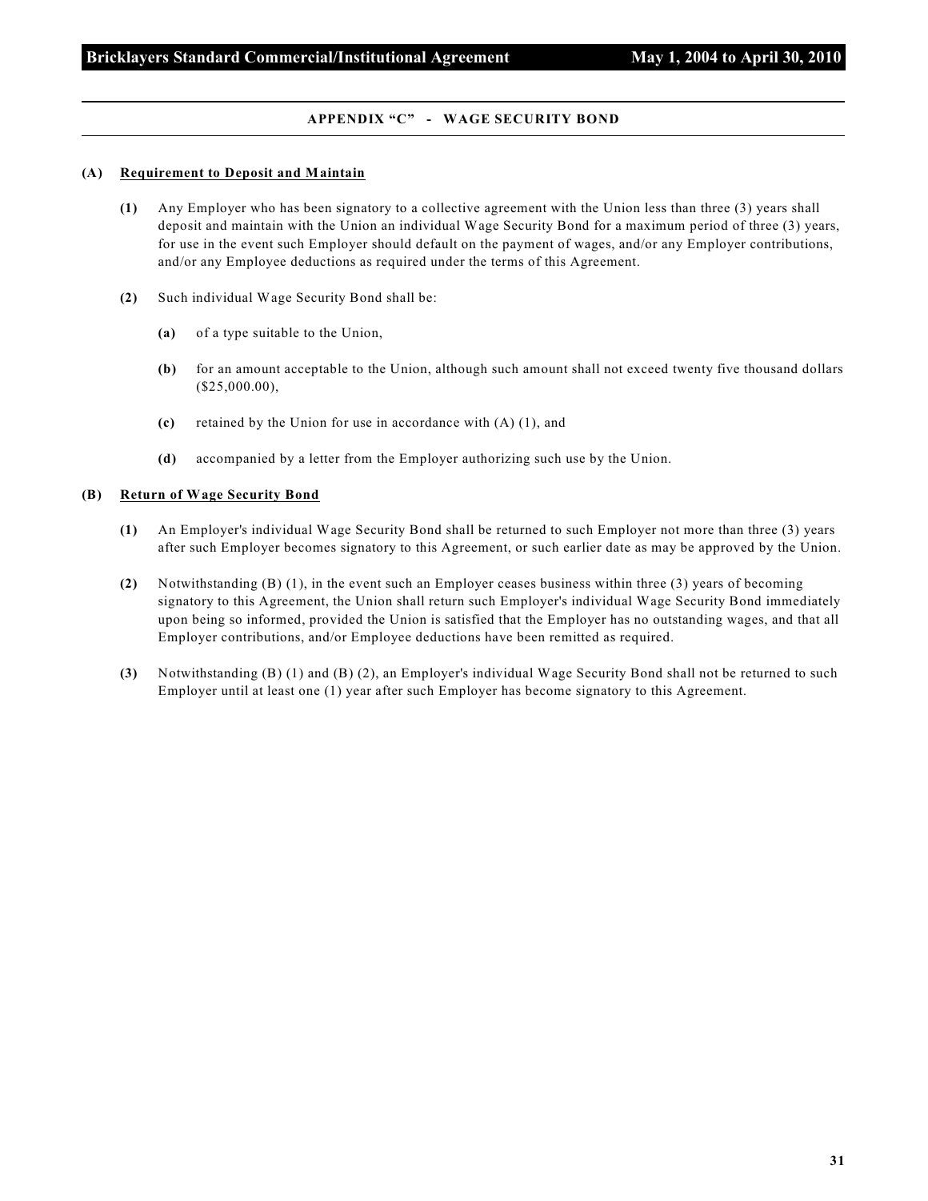## APPENDIX "C" - WAGE SECURITY BOND

**(A) Requirement to Deposit and Maintain**

**(1)** Any Employer who has been signatory to a collective agreement with the Union less than three (3) years shall deposit and maintain with the Union an individual Wage Security Bond for a maximum period of three (3) years, for use in the event such Employer should default on the payment of wages, and/or any Employer contributions, and/or any Employee deductions as required under the terms of this Agreement.

**(2)** Such individual Wage Security Bond shall be:

**(a)** of a type suitable to the Union,

**(b)** for an amount acceptable to the Union, although such amount shall not exceed twenty five thousand dollars ($25,000.00),

**(c)** retained by the Union for use in accordance with (A) (1), and

**(d)** accompanied by a letter from the Employer authorizing such use by the Union.

**(B) Return of Wage Security Bond**

**(1)** An Employer's individual Wage Security Bond shall be returned to such Employer not more than three (3) years after such Employer becomes signatory to this Agreement, or such earlier date as may be approved by the Union.

**(2)** Notwithstanding (B) (1), in the event such an Employer ceases business within three (3) years of becoming signatory to this Agreement, the Union shall return such Employer's individual Wage Security Bond immediately upon being so informed, provided the Union is satisfied that the Employer has no outstanding wages, and that all Employer contributions, and/or Employee deductions have been remitted as required.

**(3)** Notwithstanding (B) (1) and (B) (2), an Employer's individual Wage Security Bond shall not be returned to such Employer until at least one (1) year after such Employer has become signatory to this Agreement.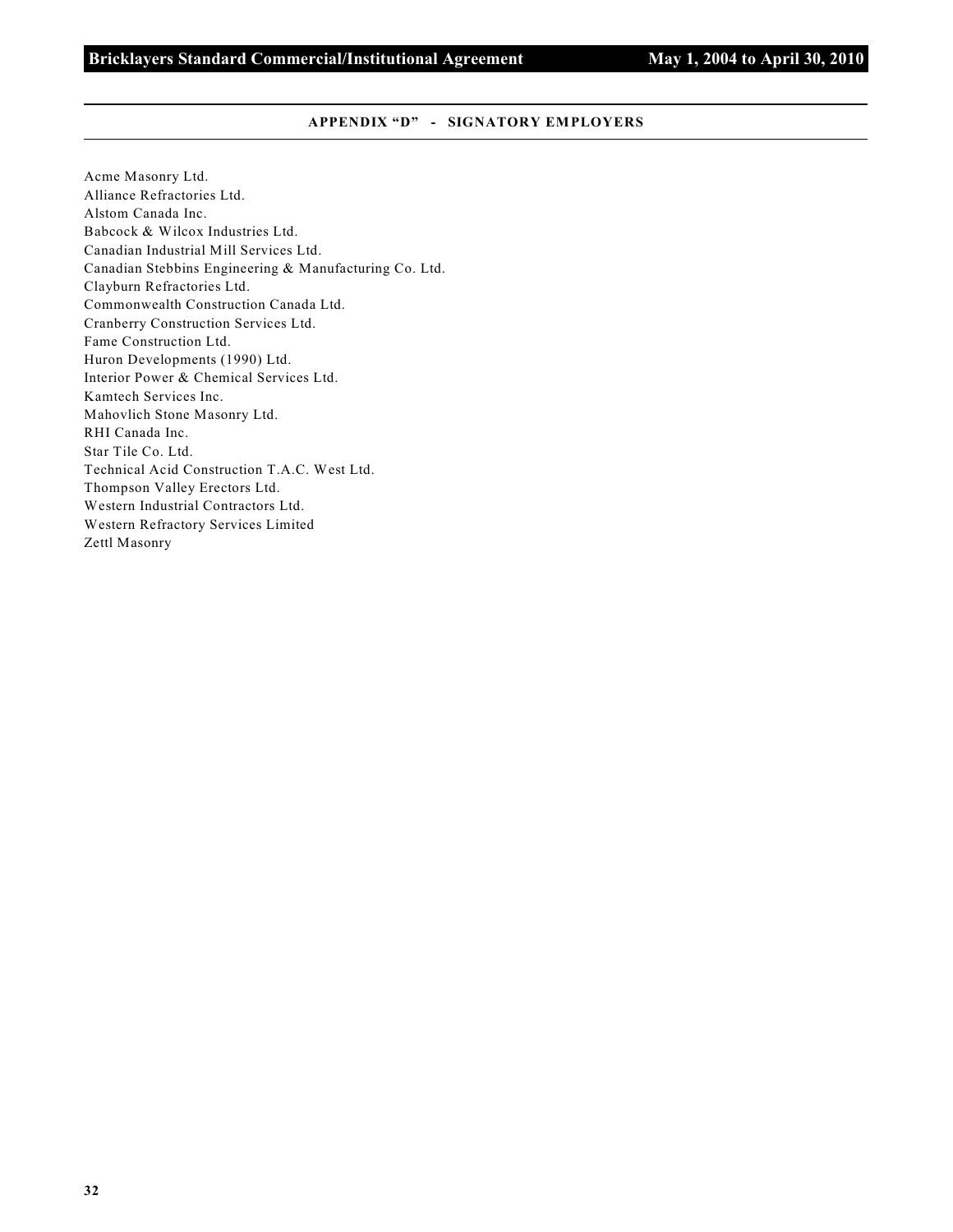## APPENDIX "D" - SIGNATORY EMPLOYERS

Acme Masonry Ltd.
Alliance Refractories Ltd.
Alstom Canada Inc.
Babcock & Wilcox Industries Ltd.
Canadian Industrial Mill Services Ltd.
Canadian Stebbins Engineering & Manufacturing Co. Ltd.
Clayburn Refractories Ltd.
Commonwealth Construction Canada Ltd.
Cranberry Construction Services Ltd.
Fame Construction Ltd.
Huron Developments (1990) Ltd.
Interior Power & Chemical Services Ltd.
Kamtech Services Inc.
Mahovlich Stone Masonry Ltd.
RHI Canada Inc.
Star Tile Co. Ltd.
Technical Acid Construction T.A.C. West Ltd.
Thompson Valley Erectors Ltd.
Western Industrial Contractors Ltd.
Western Refractory Services Limited
Zettl Masonry